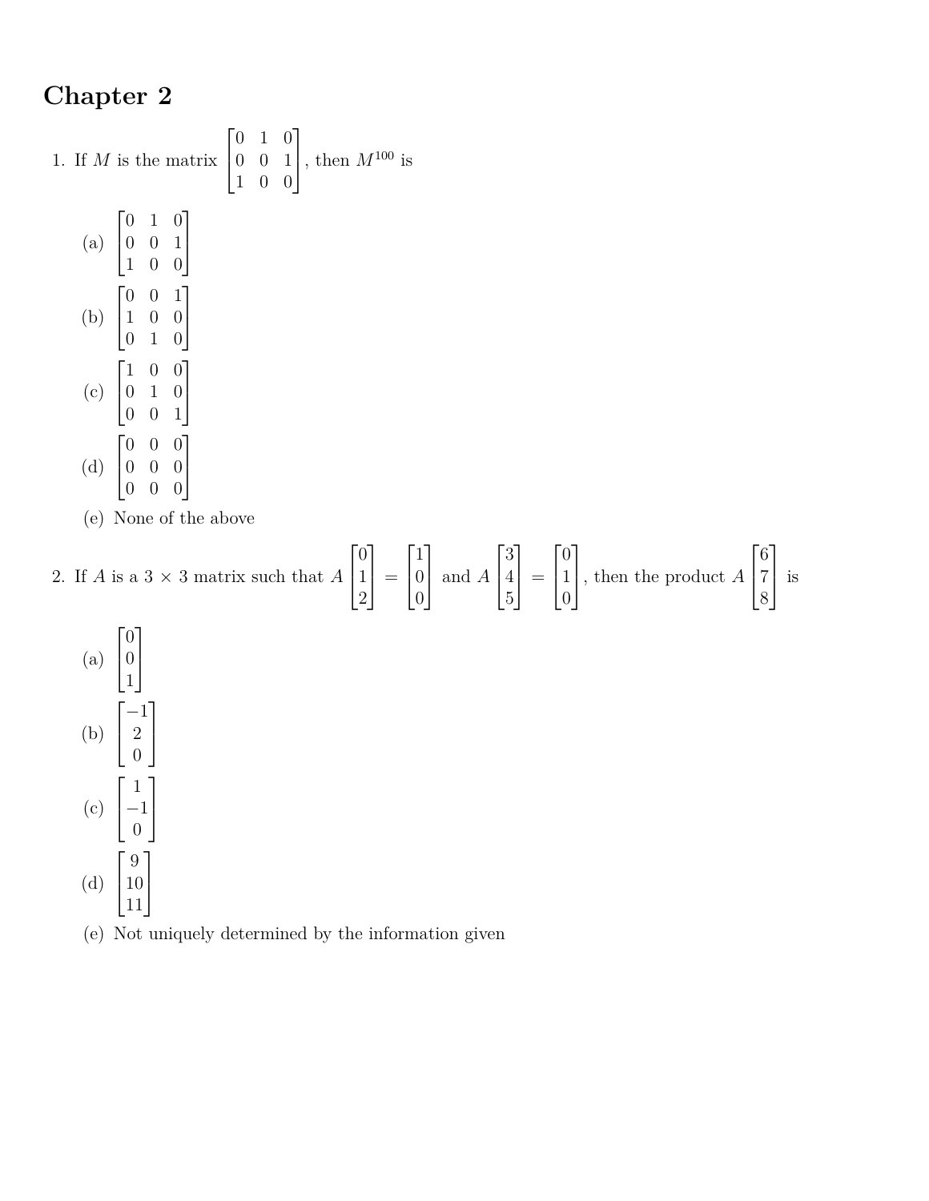# Chapter 2

1. If $M$ is the matrix $\begin{bmatrix} 0 & 1 & 0 \\ 0 & 0 & 1 \\ 1 & 0 & 0 \end{bmatrix}$, then $M^{100}$ is

   (a) $\begin{bmatrix} 0 & 1 & 0 \\ 0 & 0 & 1 \\ 1 & 0 & 0 \end{bmatrix}$

   (b) $\begin{bmatrix} 0 & 0 & 1 \\ 1 & 0 & 0 \\ 0 & 1 & 0 \end{bmatrix}$

   (c) $\begin{bmatrix} 1 & 0 & 0 \\ 0 & 1 & 0 \\ 0 & 0 & 1 \end{bmatrix}$

   (d) $\begin{bmatrix} 0 & 0 & 0 \\ 0 & 0 & 0 \\ 0 & 0 & 0 \end{bmatrix}$

   (e) None of the above

2. If $A$ is a $3 \times 3$ matrix such that $A \begin{bmatrix} 0 \\ 1 \\ 2 \end{bmatrix} = \begin{bmatrix} 1 \\ 0 \\ 0 \end{bmatrix}$ and $A \begin{bmatrix} 3 \\ 4 \\ 5 \end{bmatrix} = \begin{bmatrix} 0 \\ 1 \\ 0 \end{bmatrix}$, then the product $A \begin{bmatrix} 6 \\ 7 \\ 8 \end{bmatrix}$ is

   (a) $\begin{bmatrix} 0 \\ 0 \\ 1 \end{bmatrix}$

   (b) $\begin{bmatrix} -1 \\ 2 \\ 0 \end{bmatrix}$

   (c) $\begin{bmatrix} 1 \\ -1 \\ 0 \end{bmatrix}$

   (d) $\begin{bmatrix} 9 \\ 10 \\ 11 \end{bmatrix}$

   (e) Not uniquely determined by the information given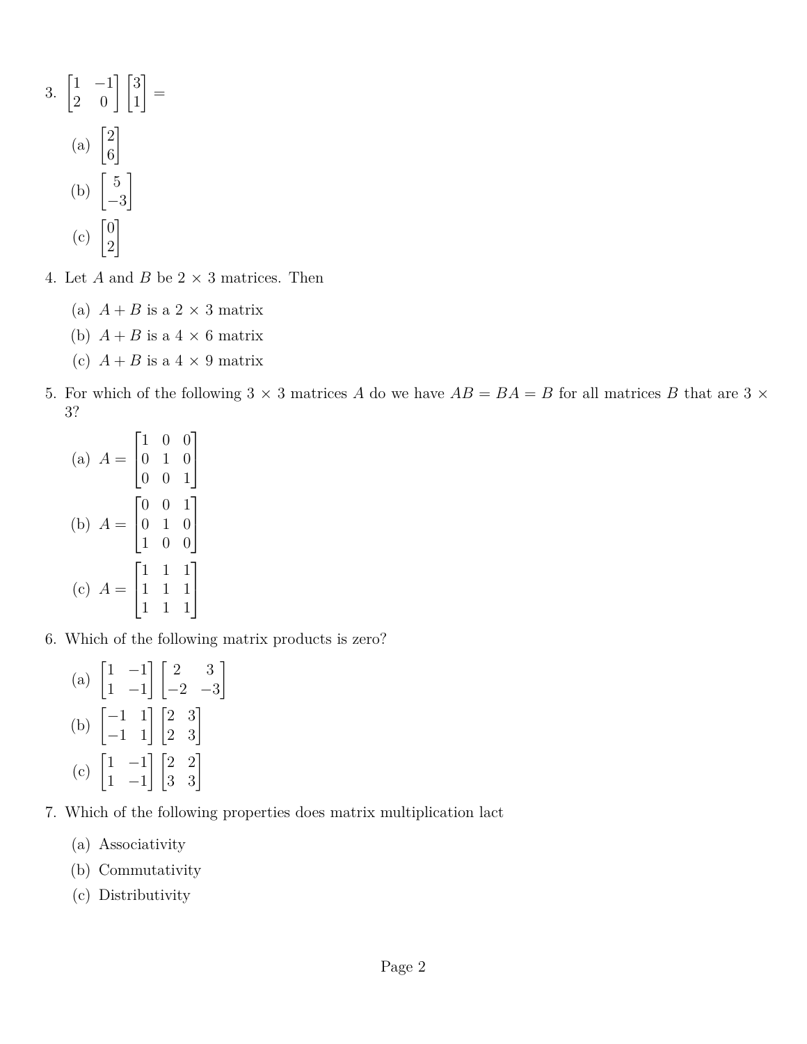3. $\begin{bmatrix} 1 & -1 \\ 2 & 0 \end{bmatrix} \begin{bmatrix} 3 \\ 1 \end{bmatrix} =$

   (a) $\begin{bmatrix} 2 \\ 6 \end{bmatrix}$

   (b) $\begin{bmatrix} 5 \\ -3 \end{bmatrix}$

   (c) $\begin{bmatrix} 0 \\ 2 \end{bmatrix}$

4. Let $A$ and $B$ be $2 \times 3$ matrices. Then

   (a) $A + B$ is a $2 \times 3$ matrix

   (b) $A + B$ is a $4 \times 6$ matrix

   (c) $A + B$ is a $4 \times 9$ matrix

5. For which of the following $3 \times 3$ matrices $A$ do we have $AB = BA = B$ for all matrices $B$ that are $3 \times 3$?

   (a) $A = \begin{bmatrix} 1 & 0 & 0 \\ 0 & 1 & 0 \\ 0 & 0 & 1 \end{bmatrix}$

   (b) $A = \begin{bmatrix} 0 & 0 & 1 \\ 0 & 1 & 0 \\ 1 & 0 & 0 \end{bmatrix}$

   (c) $A = \begin{bmatrix} 1 & 1 & 1 \\ 1 & 1 & 1 \\ 1 & 1 & 1 \end{bmatrix}$

6. Which of the following matrix products is zero?

   (a) $\begin{bmatrix} 1 & -1 \\ 1 & -1 \end{bmatrix} \begin{bmatrix} 2 & 3 \\ -2 & -3 \end{bmatrix}$

   (b) $\begin{bmatrix} -1 & 1 \\ -1 & 1 \end{bmatrix} \begin{bmatrix} 2 & 3 \\ 2 & 3 \end{bmatrix}$

   (c) $\begin{bmatrix} 1 & -1 \\ 1 & -1 \end{bmatrix} \begin{bmatrix} 2 & 2 \\ 3 & 3 \end{bmatrix}$

7. Which of the following properties does matrix multiplication lact

   (a) Associativity

   (b) Commutativity

   (c) Distributivity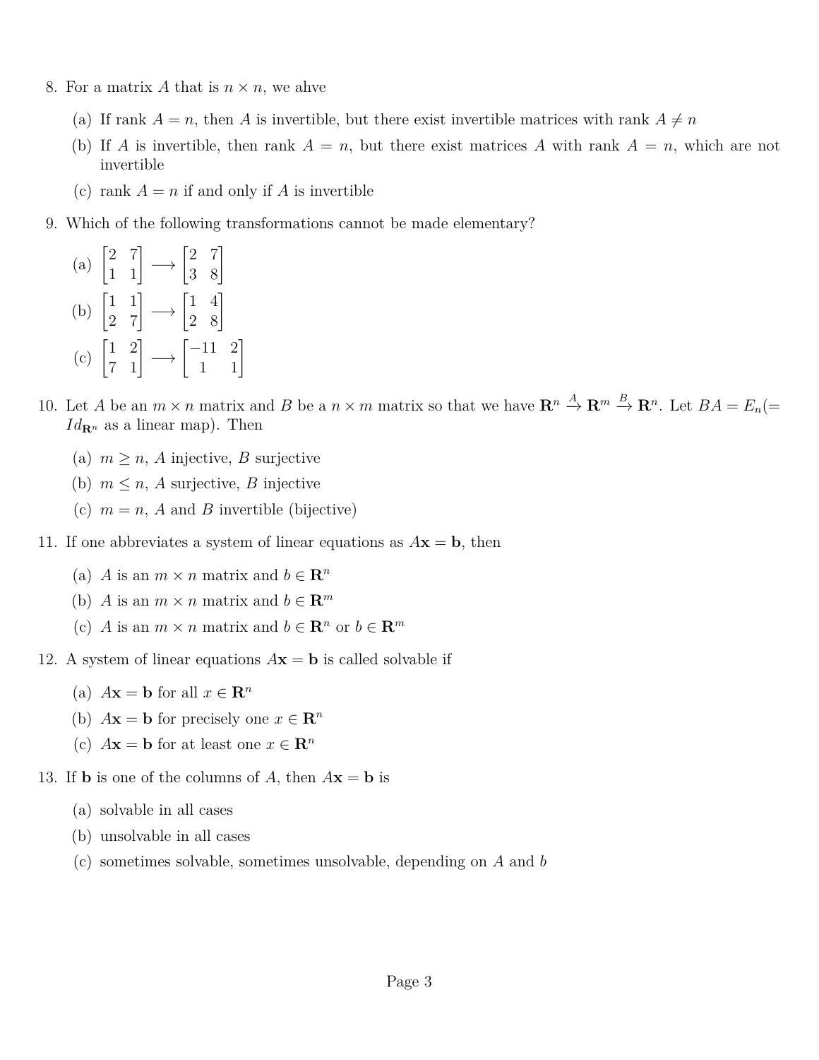8. For a matrix $A$ that is $n \times n$, we ahve

   (a) If rank $A = n$, then $A$ is invertible, but there exist invertible matrices with rank $A \neq n$

   (b) If $A$ is invertible, then rank $A = n$, but there exist matrices $A$ with rank $A = n$, which are not invertible

   (c) rank $A = n$ if and only if $A$ is invertible

9. Which of the following transformations cannot be made elementary?

   (a) $\begin{bmatrix} 2 & 7 \\ 1 & 1 \end{bmatrix} \longrightarrow \begin{bmatrix} 2 & 7 \\ 3 & 8 \end{bmatrix}$

   (b) $\begin{bmatrix} 1 & 1 \\ 2 & 7 \end{bmatrix} \longrightarrow \begin{bmatrix} 1 & 4 \\ 2 & 8 \end{bmatrix}$

   (c) $\begin{bmatrix} 1 & 2 \\ 7 & 1 \end{bmatrix} \longrightarrow \begin{bmatrix} -11 & 2 \\ 1 & 1 \end{bmatrix}$

10. Let $A$ be an $m \times n$ matrix and $B$ be a $n \times m$ matrix so that we have $\mathbf{R}^n \xrightarrow{A} \mathbf{R}^m \xrightarrow{B} \mathbf{R}^n$. Let $BA = E_n (= Id_{\mathbf{R}^n}$ as a linear map). Then

    (a) $m \geq n$, $A$ injective, $B$ surjective

    (b) $m \leq n$, $A$ surjective, $B$ injective

    (c) $m = n$, $A$ and $B$ invertible (bijective)

11. If one abbreviates a system of linear equations as $A\mathbf{x} = \mathbf{b}$, then

    (a) $A$ is an $m \times n$ matrix and $b \in \mathbf{R}^n$

    (b) $A$ is an $m \times n$ matrix and $b \in \mathbf{R}^m$

    (c) $A$ is an $m \times n$ matrix and $b \in \mathbf{R}^n$ or $b \in \mathbf{R}^m$

12. A system of linear equations $A\mathbf{x} = \mathbf{b}$ is called solvable if

    (a) $A\mathbf{x} = \mathbf{b}$ for all $x \in \mathbf{R}^n$

    (b) $A\mathbf{x} = \mathbf{b}$ for precisely one $x \in \mathbf{R}^n$

    (c) $A\mathbf{x} = \mathbf{b}$ for at least one $x \in \mathbf{R}^n$

13. If $\mathbf{b}$ is one of the columns of $A$, then $A\mathbf{x} = \mathbf{b}$ is

    (a) solvable in all cases

    (b) unsolvable in all cases

    (c) sometimes solvable, sometimes unsolvable, depending on $A$ and $b$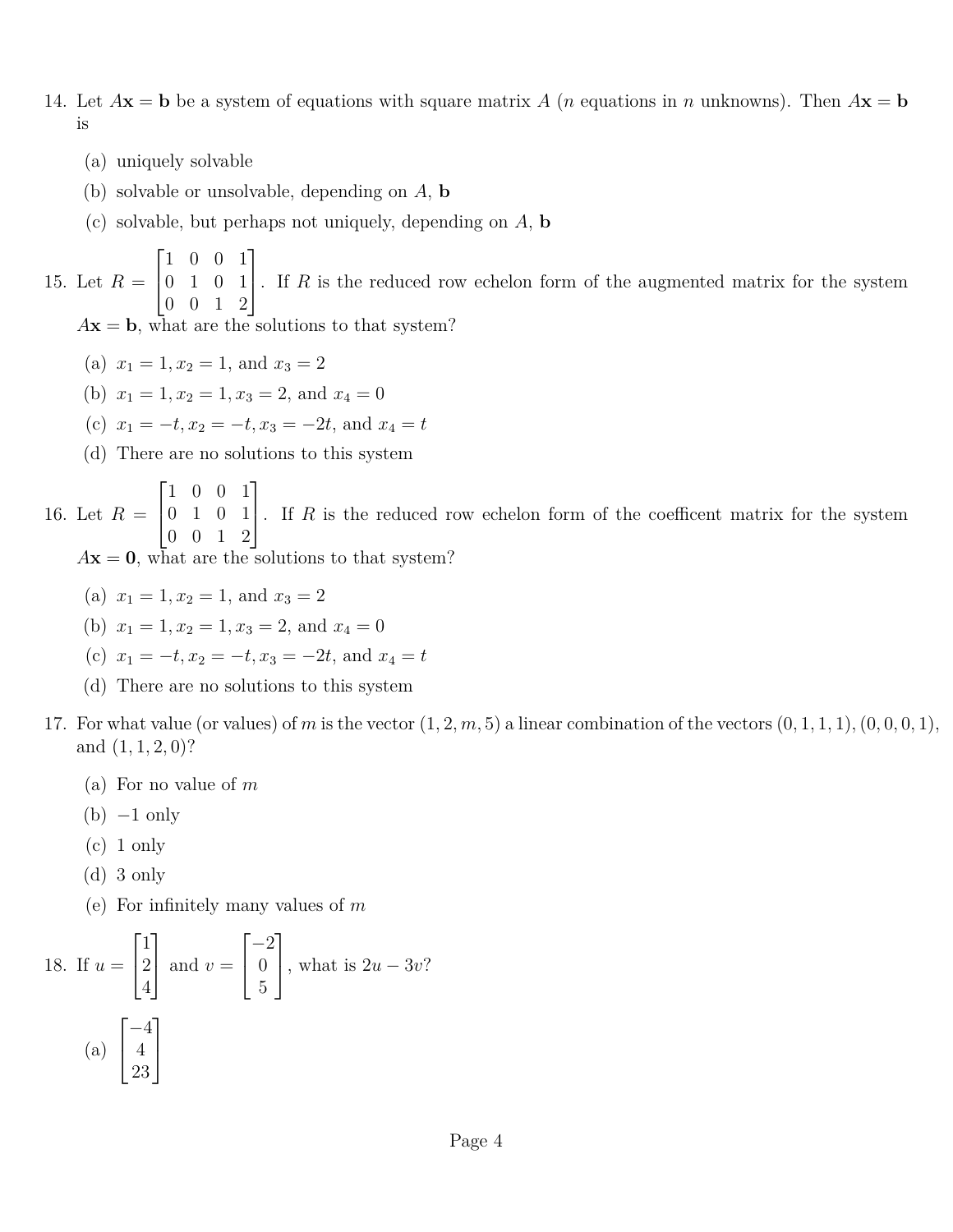14. Let $A\mathbf{x} = \mathbf{b}$ be a system of equations with square matrix $A$ ($n$ equations in $n$ unknowns). Then $A\mathbf{x} = \mathbf{b}$ is

    (a) uniquely solvable

    (b) solvable or unsolvable, depending on $A$, $\mathbf{b}$

    (c) solvable, but perhaps not uniquely, depending on $A$, $\mathbf{b}$

15. Let $R = \begin{bmatrix} 1 & 0 & 0 & 1 \\ 0 & 1 & 0 & 1 \\ 0 & 0 & 1 & 2 \end{bmatrix}$. If $R$ is the reduced row echelon form of the augmented matrix for the system $A\mathbf{x} = \mathbf{b}$, what are the solutions to that system?

    (a) $x_1 = 1, x_2 = 1$, and $x_3 = 2$

    (b) $x_1 = 1, x_2 = 1, x_3 = 2$, and $x_4 = 0$

    (c) $x_1 = -t, x_2 = -t, x_3 = -2t$, and $x_4 = t$

    (d) There are no solutions to this system

16. Let $R = \begin{bmatrix} 1 & 0 & 0 & 1 \\ 0 & 1 & 0 & 1 \\ 0 & 0 & 1 & 2 \end{bmatrix}$. If $R$ is the reduced row echelon form of the coefficent matrix for the system $A\mathbf{x} = \mathbf{0}$, what are the solutions to that system?

    (a) $x_1 = 1, x_2 = 1$, and $x_3 = 2$

    (b) $x_1 = 1, x_2 = 1, x_3 = 2$, and $x_4 = 0$

    (c) $x_1 = -t, x_2 = -t, x_3 = -2t$, and $x_4 = t$

    (d) There are no solutions to this system

17. For what value (or values) of $m$ is the vector $(1, 2, m, 5)$ a linear combination of the vectors $(0, 1, 1, 1)$, $(0, 0, 0, 1)$, and $(1, 1, 2, 0)$?

    (a) For no value of $m$

    (b) $-1$ only

    (c) $1$ only

    (d) $3$ only

    (e) For infinitely many values of $m$

18. If $u = \begin{bmatrix} 1 \\ 2 \\ 4 \end{bmatrix}$ and $v = \begin{bmatrix} -2 \\ 0 \\ 5 \end{bmatrix}$, what is $2u - 3v$?

    (a) $\begin{bmatrix} -4 \\ 4 \\ 23 \end{bmatrix}$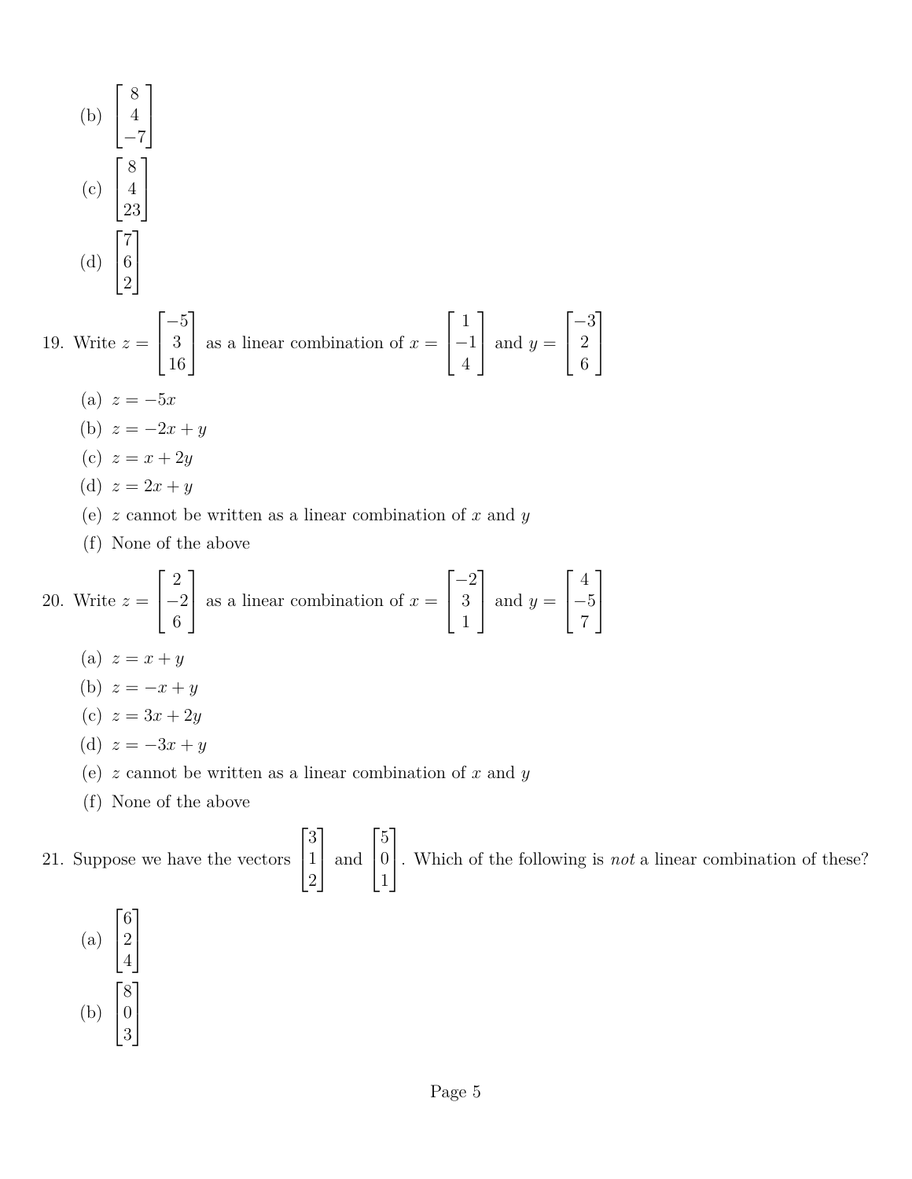(b) $\begin{bmatrix} 8 \\ 4 \\ -7 \end{bmatrix}$

(c) $\begin{bmatrix} 8 \\ 4 \\ 23 \end{bmatrix}$

(d) $\begin{bmatrix} 7 \\ 6 \\ 2 \end{bmatrix}$

19. Write $z = \begin{bmatrix} -5 \\ 3 \\ 16 \end{bmatrix}$ as a linear combination of $x = \begin{bmatrix} 1 \\ -1 \\ 4 \end{bmatrix}$ and $y = \begin{bmatrix} -3 \\ 2 \\ 6 \end{bmatrix}$

    (a) $z = -5x$
    
    (b) $z = -2x + y$
    
    (c) $z = x + 2y$
    
    (d) $z = 2x + y$
    
    (e) $z$ cannot be written as a linear combination of $x$ and $y$
    
    (f) None of the above

20. Write $z = \begin{bmatrix} 2 \\ -2 \\ 6 \end{bmatrix}$ as a linear combination of $x = \begin{bmatrix} -2 \\ 3 \\ 1 \end{bmatrix}$ and $y = \begin{bmatrix} 4 \\ -5 \\ 7 \end{bmatrix}$

    (a) $z = x + y$
    
    (b) $z = -x + y$
    
    (c) $z = 3x + 2y$
    
    (d) $z = -3x + y$
    
    (e) $z$ cannot be written as a linear combination of $x$ and $y$
    
    (f) None of the above

21. Suppose we have the vectors $\begin{bmatrix} 3 \\ 1 \\ 2 \end{bmatrix}$ and $\begin{bmatrix} 5 \\ 0 \\ 1 \end{bmatrix}$. Which of the following is *not* a linear combination of these?

    (a) $\begin{bmatrix} 6 \\ 2 \\ 4 \end{bmatrix}$
    
    (b) $\begin{bmatrix} 8 \\ 0 \\ 3 \end{bmatrix}$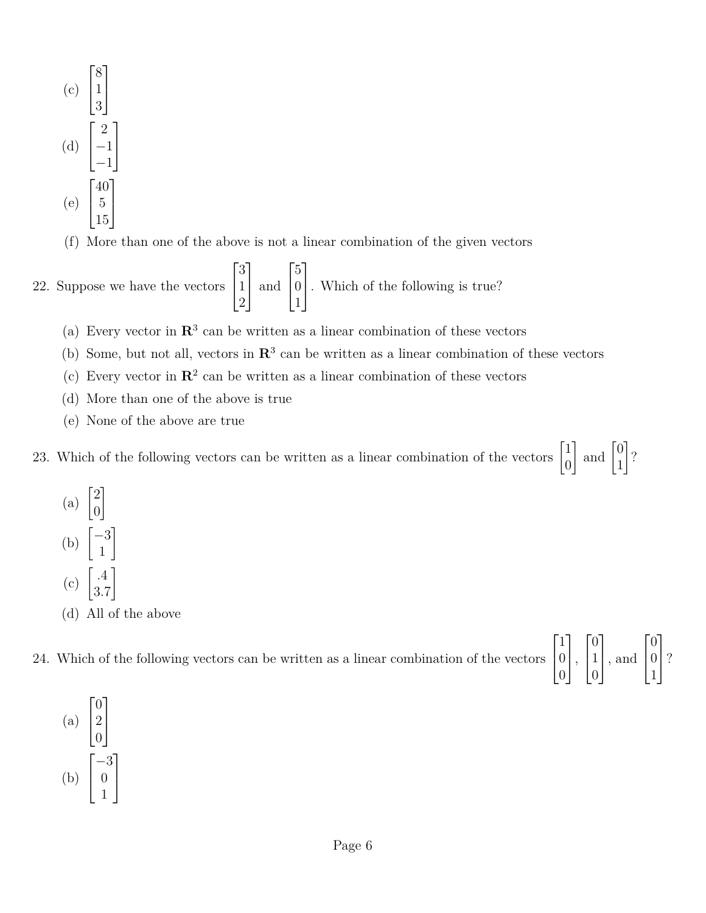(c) $\begin{bmatrix} 8 \\ 1 \\ 3 \end{bmatrix}$

(d) $\begin{bmatrix} 2 \\ -1 \\ -1 \end{bmatrix}$

(e) $\begin{bmatrix} 40 \\ 5 \\ 15 \end{bmatrix}$

(f) More than one of the above is not a linear combination of the given vectors

22. Suppose we have the vectors $\begin{bmatrix} 3 \\ 1 \\ 2 \end{bmatrix}$ and $\begin{bmatrix} 5 \\ 0 \\ 1 \end{bmatrix}$. Which of the following is true?

(a) Every vector in $\mathbf{R}^3$ can be written as a linear combination of these vectors

(b) Some, but not all, vectors in $\mathbf{R}^3$ can be written as a linear combination of these vectors

(c) Every vector in $\mathbf{R}^2$ can be written as a linear combination of these vectors

(d) More than one of the above is true

(e) None of the above are true

23. Which of the following vectors can be written as a linear combination of the vectors $\begin{bmatrix} 1 \\ 0 \end{bmatrix}$ and $\begin{bmatrix} 0 \\ 1 \end{bmatrix}$?

(a) $\begin{bmatrix} 2 \\ 0 \end{bmatrix}$

(b) $\begin{bmatrix} -3 \\ 1 \end{bmatrix}$

(c) $\begin{bmatrix} .4 \\ 3.7 \end{bmatrix}$

(d) All of the above

24. Which of the following vectors can be written as a linear combination of the vectors $\begin{bmatrix} 1 \\ 0 \\ 0 \end{bmatrix}$, $\begin{bmatrix} 0 \\ 1 \\ 0 \end{bmatrix}$, and $\begin{bmatrix} 0 \\ 0 \\ 1 \end{bmatrix}$?

(a) $\begin{bmatrix} 0 \\ 2 \\ 0 \end{bmatrix}$

(b) $\begin{bmatrix} -3 \\ 0 \\ 1 \end{bmatrix}$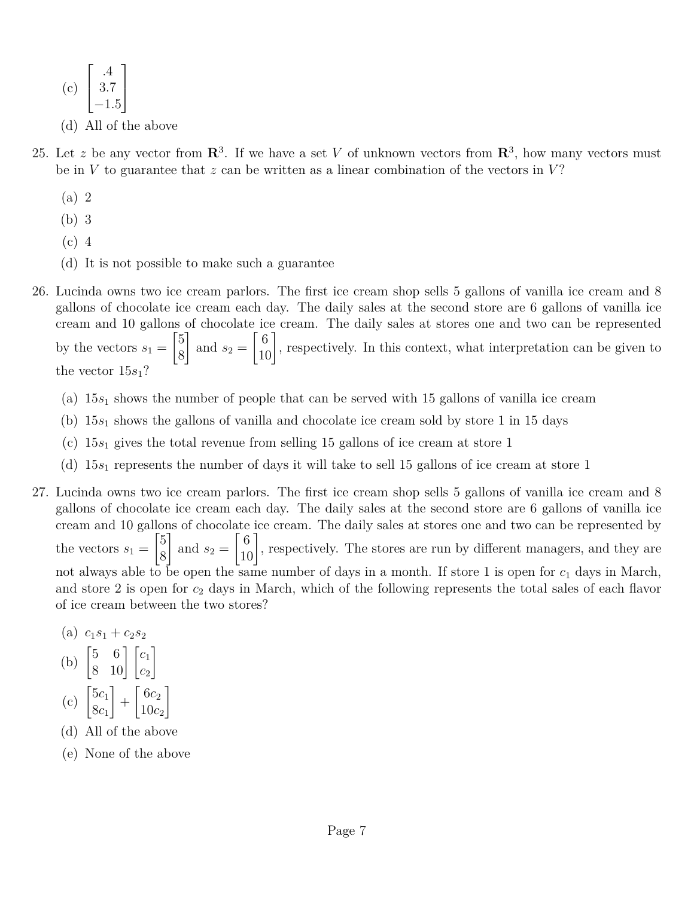(c) $\begin{bmatrix} .4 \\ 3.7 \\ -1.5 \end{bmatrix}$

(d) All of the above

25. Let $z$ be any vector from $\mathbf{R}^3$. If we have a set $V$ of unknown vectors from $\mathbf{R}^3$, how many vectors must be in $V$ to guarantee that $z$ can be written as a linear combination of the vectors in $V$?

    (a) 2

    (b) 3

    (c) 4

    (d) It is not possible to make such a guarantee

26. Lucinda owns two ice cream parlors. The first ice cream shop sells 5 gallons of vanilla ice cream and 8 gallons of chocolate ice cream each day. The daily sales at the second store are 6 gallons of vanilla ice cream and 10 gallons of chocolate ice cream. The daily sales at stores one and two can be represented by the vectors $s_1 = \begin{bmatrix} 5 \\ 8 \end{bmatrix}$ and $s_2 = \begin{bmatrix} 6 \\ 10 \end{bmatrix}$, respectively. In this context, what interpretation can be given to the vector $15s_1$?

    (a) $15s_1$ shows the number of people that can be served with 15 gallons of vanilla ice cream

    (b) $15s_1$ shows the gallons of vanilla and chocolate ice cream sold by store 1 in 15 days

    (c) $15s_1$ gives the total revenue from selling 15 gallons of ice cream at store 1

    (d) $15s_1$ represents the number of days it will take to sell 15 gallons of ice cream at store 1

27. Lucinda owns two ice cream parlors. The first ice cream shop sells 5 gallons of vanilla ice cream and 8 gallons of chocolate ice cream each day. The daily sales at the second store are 6 gallons of vanilla ice cream and 10 gallons of chocolate ice cream. The daily sales at stores one and two can be represented by the vectors $s_1 = \begin{bmatrix} 5 \\ 8 \end{bmatrix}$ and $s_2 = \begin{bmatrix} 6 \\ 10 \end{bmatrix}$, respectively. The stores are run by different managers, and they are not always able to be open the same number of days in a month. If store 1 is open for $c_1$ days in March, and store 2 is open for $c_2$ days in March, which of the following represents the total sales of each flavor of ice cream between the two stores?

    (a) $c_1 s_1 + c_2 s_2$

    (b) $\begin{bmatrix} 5 & 6 \\ 8 & 10 \end{bmatrix} \begin{bmatrix} c_1 \\ c_2 \end{bmatrix}$

    (c) $\begin{bmatrix} 5c_1 \\ 8c_1 \end{bmatrix} + \begin{bmatrix} 6c_2 \\ 10c_2 \end{bmatrix}$

    (d) All of the above

    (e) None of the above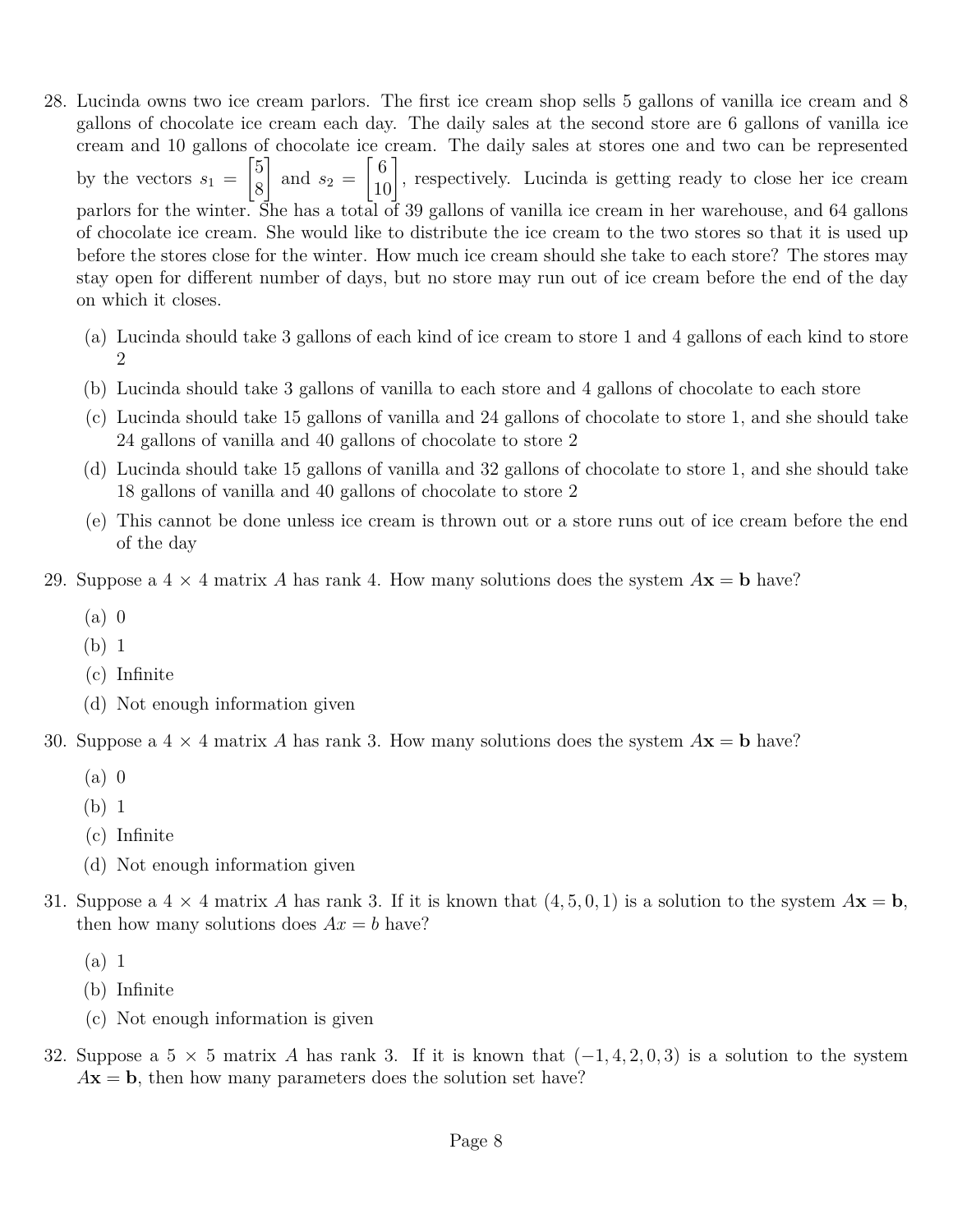28. Lucinda owns two ice cream parlors. The first ice cream shop sells 5 gallons of vanilla ice cream and 8 gallons of chocolate ice cream each day. The daily sales at the second store are 6 gallons of vanilla ice cream and 10 gallons of chocolate ice cream. The daily sales at stores one and two can be represented by the vectors $s_1 = \begin{bmatrix} 5 \\ 8 \end{bmatrix}$ and $s_2 = \begin{bmatrix} 6 \\ 10 \end{bmatrix}$, respectively. Lucinda is getting ready to close her ice cream parlors for the winter. She has a total of 39 gallons of vanilla ice cream in her warehouse, and 64 gallons of chocolate ice cream. She would like to distribute the ice cream to the two stores so that it is used up before the stores close for the winter. How much ice cream should she take to each store? The stores may stay open for different number of days, but no store may run out of ice cream before the end of the day on which it closes.

    (a) Lucinda should take 3 gallons of each kind of ice cream to store 1 and 4 gallons of each kind to store 2

    (b) Lucinda should take 3 gallons of vanilla to each store and 4 gallons of chocolate to each store

    (c) Lucinda should take 15 gallons of vanilla and 24 gallons of chocolate to store 1, and she should take 24 gallons of vanilla and 40 gallons of chocolate to store 2

    (d) Lucinda should take 15 gallons of vanilla and 32 gallons of chocolate to store 1, and she should take 18 gallons of vanilla and 40 gallons of chocolate to store 2

    (e) This cannot be done unless ice cream is thrown out or a store runs out of ice cream before the end of the day

29. Suppose a $4 \times 4$ matrix $A$ has rank 4. How many solutions does the system $A\mathbf{x} = \mathbf{b}$ have?

    (a) 0

    (b) 1

    (c) Infinite

    (d) Not enough information given

30. Suppose a $4 \times 4$ matrix $A$ has rank 3. How many solutions does the system $A\mathbf{x} = \mathbf{b}$ have?

    (a) 0

    (b) 1

    (c) Infinite

    (d) Not enough information given

31. Suppose a $4 \times 4$ matrix $A$ has rank 3. If it is known that $(4, 5, 0, 1)$ is a solution to the system $A\mathbf{x} = \mathbf{b}$, then how many solutions does $Ax = b$ have?

    (a) 1

    (b) Infinite

    (c) Not enough information is given

32. Suppose a $5 \times 5$ matrix $A$ has rank 3. If it is known that $(-1, 4, 2, 0, 3)$ is a solution to the system $A\mathbf{x} = \mathbf{b}$, then how many parameters does the solution set have?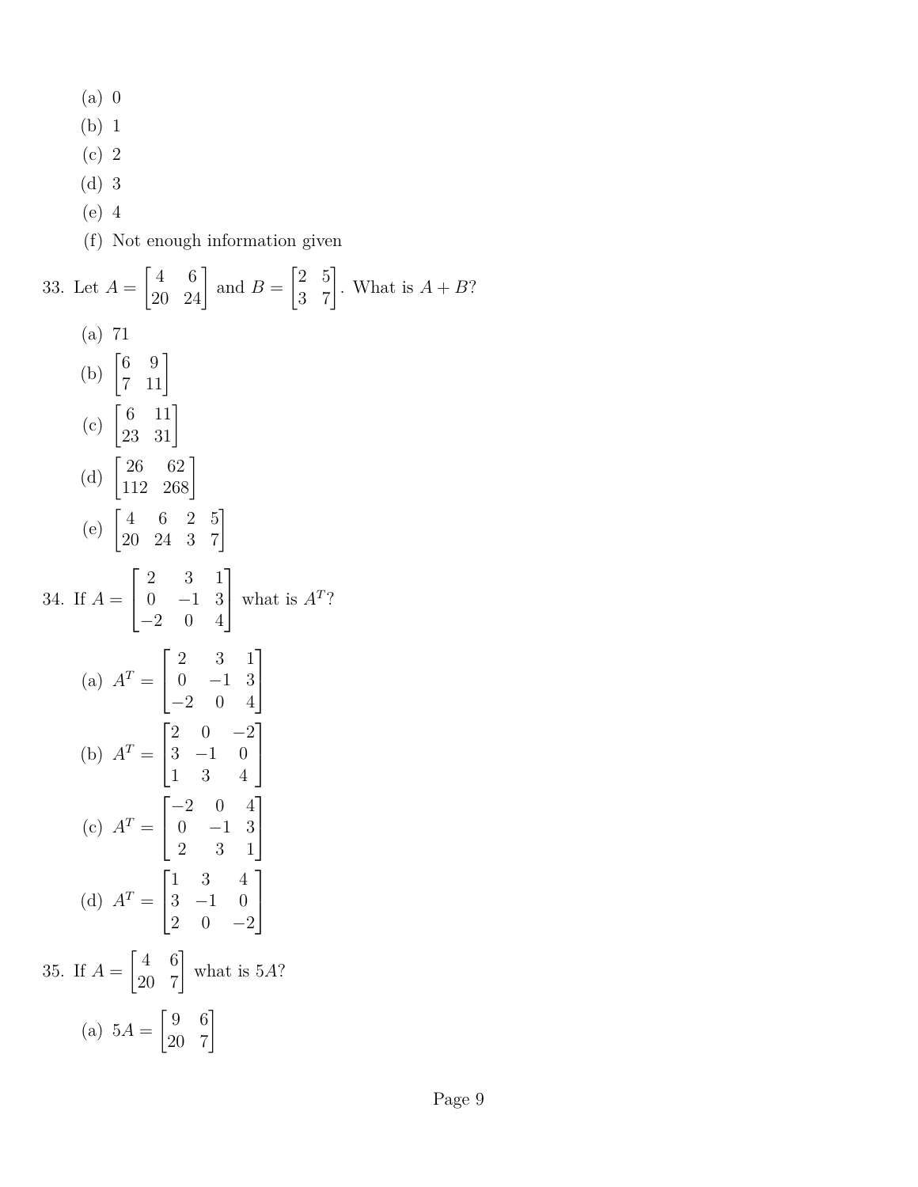(a) 0
(b) 1
(c) 2
(d) 3
(e) 4
(f) Not enough information given

33. Let $A = \begin{bmatrix} 4 & 6 \\ 20 & 24 \end{bmatrix}$ and $B = \begin{bmatrix} 2 & 5 \\ 3 & 7 \end{bmatrix}$. What is $A + B$?

(a) 71

(b) $\begin{bmatrix} 6 & 9 \\ 7 & 11 \end{bmatrix}$

(c) $\begin{bmatrix} 6 & 11 \\ 23 & 31 \end{bmatrix}$

(d) $\begin{bmatrix} 26 & 62 \\ 112 & 268 \end{bmatrix}$

(e) $\begin{bmatrix} 4 & 6 & 2 & 5 \\ 20 & 24 & 3 & 7 \end{bmatrix}$

34. If $A = \begin{bmatrix} 2 & 3 & 1 \\ 0 & -1 & 3 \\ -2 & 0 & 4 \end{bmatrix}$ what is $A^T$?

(a) $A^T = \begin{bmatrix} 2 & 3 & 1 \\ 0 & -1 & 3 \\ -2 & 0 & 4 \end{bmatrix}$

(b) $A^T = \begin{bmatrix} 2 & 0 & -2 \\ 3 & -1 & 0 \\ 1 & 3 & 4 \end{bmatrix}$

(c) $A^T = \begin{bmatrix} -2 & 0 & 4 \\ 0 & -1 & 3 \\ 2 & 3 & 1 \end{bmatrix}$

(d) $A^T = \begin{bmatrix} 1 & 3 & 4 \\ 3 & -1 & 0 \\ 2 & 0 & -2 \end{bmatrix}$

35. If $A = \begin{bmatrix} 4 & 6 \\ 20 & 7 \end{bmatrix}$ what is $5A$?

(a) $5A = \begin{bmatrix} 9 & 6 \\ 20 & 7 \end{bmatrix}$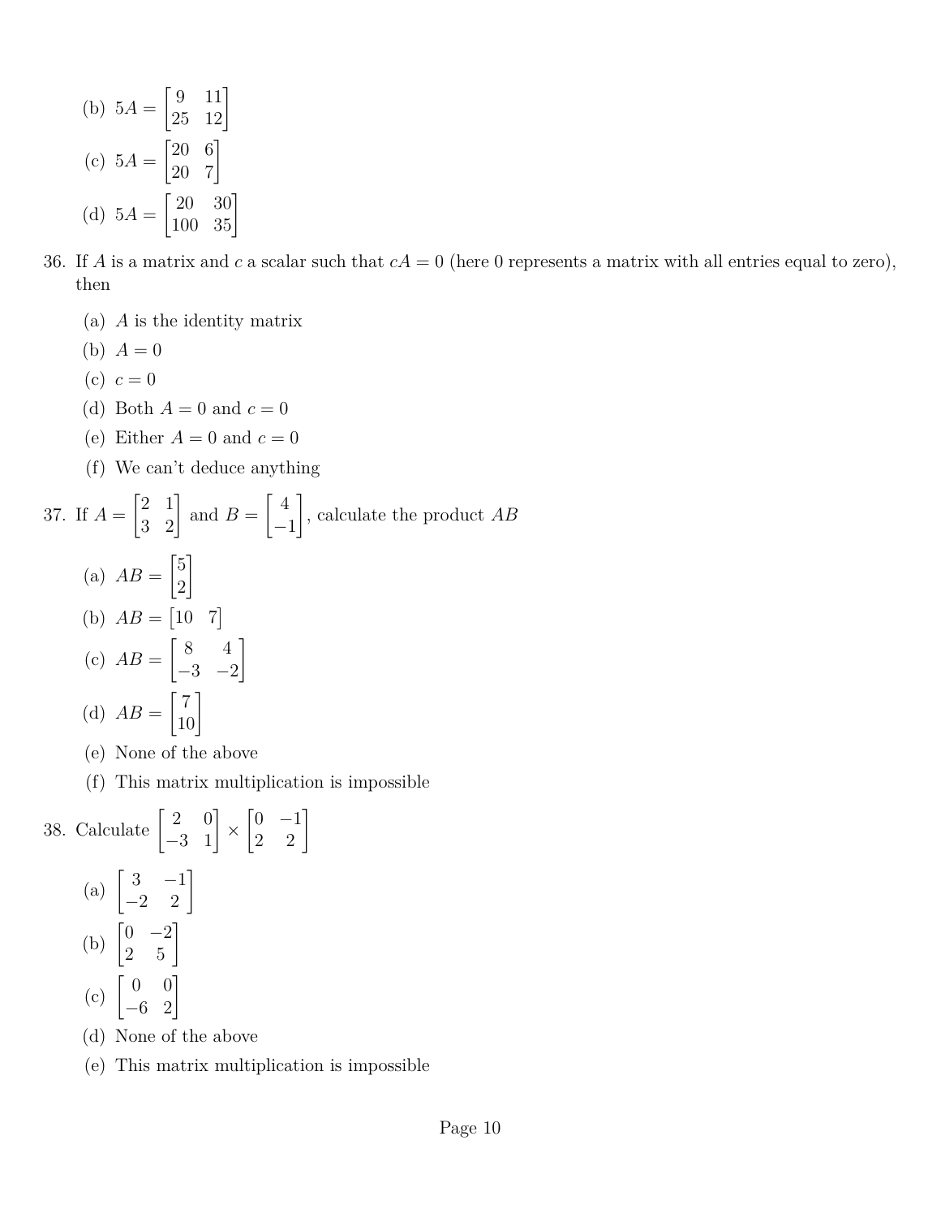(b) $5A = \begin{bmatrix} 9 & 11 \\ 25 & 12 \end{bmatrix}$

(c) $5A = \begin{bmatrix} 20 & 6 \\ 20 & 7 \end{bmatrix}$

(d) $5A = \begin{bmatrix} 20 & 30 \\ 100 & 35 \end{bmatrix}$

36. If $A$ is a matrix and $c$ a scalar such that $cA = 0$ (here 0 represents a matrix with all entries equal to zero), then

   (a) $A$ is the identity matrix

   (b) $A = 0$

   (c) $c = 0$

   (d) Both $A = 0$ and $c = 0$

   (e) Either $A = 0$ and $c = 0$

   (f) We can't deduce anything

37. If $A = \begin{bmatrix} 2 & 1 \\ 3 & 2 \end{bmatrix}$ and $B = \begin{bmatrix} 4 \\ -1 \end{bmatrix}$, calculate the product $AB$

   (a) $AB = \begin{bmatrix} 5 \\ 2 \end{bmatrix}$

   (b) $AB = \begin{bmatrix} 10 & 7 \end{bmatrix}$

   (c) $AB = \begin{bmatrix} 8 & 4 \\ -3 & -2 \end{bmatrix}$

   (d) $AB = \begin{bmatrix} 7 \\ 10 \end{bmatrix}$

   (e) None of the above

   (f) This matrix multiplication is impossible

38. Calculate $\begin{bmatrix} 2 & 0 \\ -3 & 1 \end{bmatrix} \times \begin{bmatrix} 0 & -1 \\ 2 & 2 \end{bmatrix}$

   (a) $\begin{bmatrix} 3 & -1 \\ -2 & 2 \end{bmatrix}$

   (b) $\begin{bmatrix} 0 & -2 \\ 2 & 5 \end{bmatrix}$

   (c) $\begin{bmatrix} 0 & 0 \\ -6 & 2 \end{bmatrix}$

   (d) None of the above

   (e) This matrix multiplication is impossible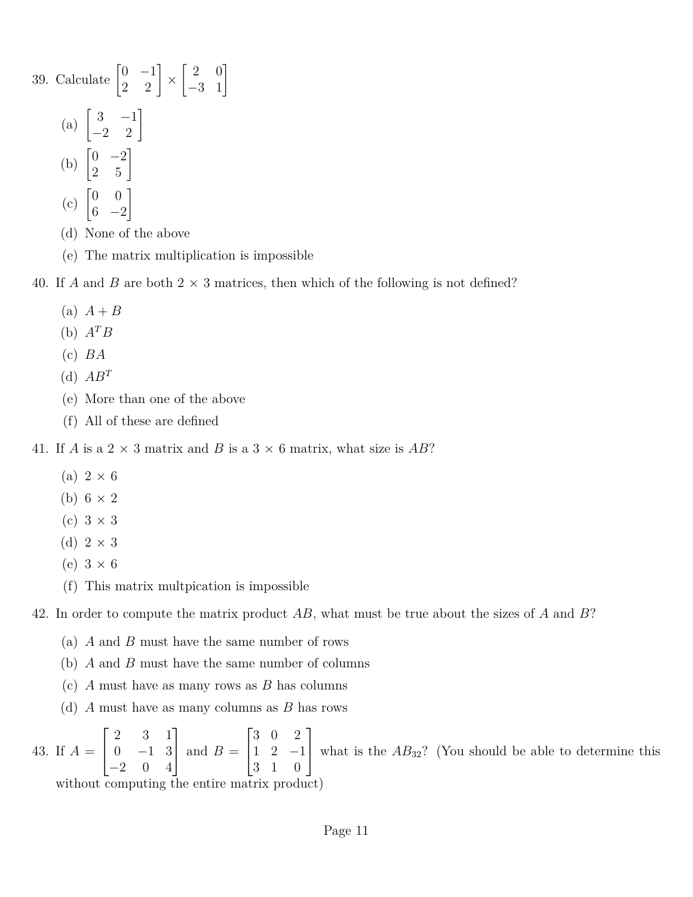39. Calculate $\begin{bmatrix} 0 & -1 \\ 2 & 2 \end{bmatrix} \times \begin{bmatrix} 2 & 0 \\ -3 & 1 \end{bmatrix}$

    (a) $\begin{bmatrix} 3 & -1 \\ -2 & 2 \end{bmatrix}$

    (b) $\begin{bmatrix} 0 & -2 \\ 2 & 5 \end{bmatrix}$

    (c) $\begin{bmatrix} 0 & 0 \\ 6 & -2 \end{bmatrix}$

    (d) None of the above

    (e) The matrix multiplication is impossible

40. If $A$ and $B$ are both $2 \times 3$ matrices, then which of the following is not defined?

    (a) $A + B$

    (b) $A^T B$

    (c) $BA$

    (d) $AB^T$

    (e) More than one of the above

    (f) All of these are defined

41. If $A$ is a $2 \times 3$ matrix and $B$ is a $3 \times 6$ matrix, what size is $AB$?

    (a) $2 \times 6$

    (b) $6 \times 2$

    (c) $3 \times 3$

    (d) $2 \times 3$

    (e) $3 \times 6$

    (f) This matrix multpication is impossible

42. In order to compute the matrix product $AB$, what must be true about the sizes of $A$ and $B$?

    (a) $A$ and $B$ must have the same number of rows

    (b) $A$ and $B$ must have the same number of columns

    (c) $A$ must have as many rows as $B$ has columns

    (d) $A$ must have as many columns as $B$ has rows

43. If $A = \begin{bmatrix} 2 & 3 & 1 \\ 0 & -1 & 3 \\ -2 & 0 & 4 \end{bmatrix}$ and $B = \begin{bmatrix} 3 & 0 & 2 \\ 1 & 2 & -1 \\ 3 & 1 & 0 \end{bmatrix}$ what is the $AB_{32}$? (You should be able to determine this without computing the entire matrix product)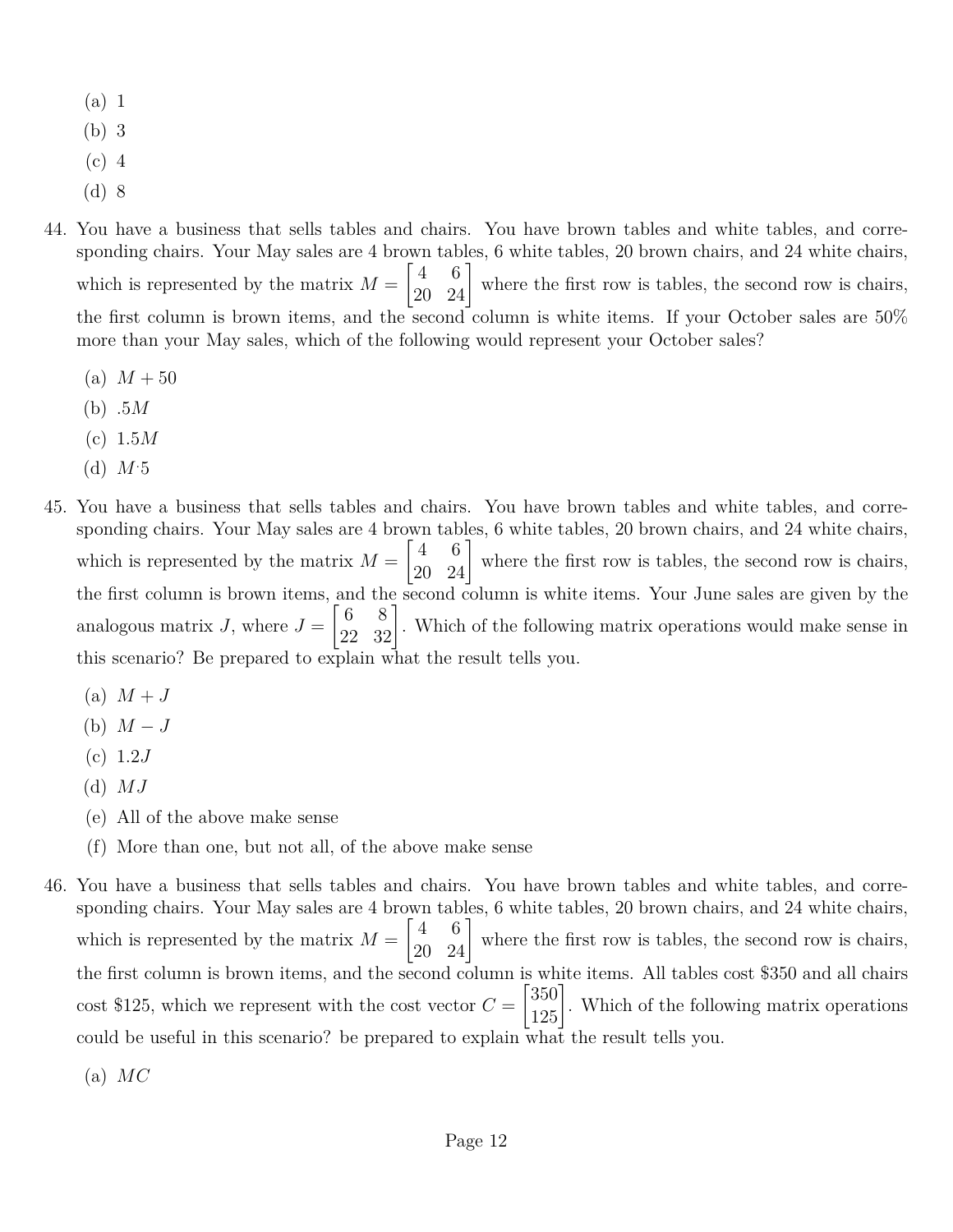(a) 1

(b) 3

(c) 4

(d) 8

44. You have a business that sells tables and chairs. You have brown tables and white tables, and corresponding chairs. Your May sales are 4 brown tables, 6 white tables, 20 brown chairs, and 24 white chairs, which is represented by the matrix $M = \begin{bmatrix} 4 & 6 \\ 20 & 24 \end{bmatrix}$ where the first row is tables, the second row is chairs, the first column is brown items, and the second column is white items. If your October sales are 50% more than your May sales, which of the following would represent your October sales?

    (a) $M + 50$

    (b) $.5M$

    (c) $1.5M$

    (d) $M{\cdot}5$

45. You have a business that sells tables and chairs. You have brown tables and white tables, and corresponding chairs. Your May sales are 4 brown tables, 6 white tables, 20 brown chairs, and 24 white chairs, which is represented by the matrix $M = \begin{bmatrix} 4 & 6 \\ 20 & 24 \end{bmatrix}$ where the first row is tables, the second row is chairs, the first column is brown items, and the second column is white items. Your June sales are given by the analogous matrix $J$, where $J = \begin{bmatrix} 6 & 8 \\ 22 & 32 \end{bmatrix}$. Which of the following matrix operations would make sense in this scenario? Be prepared to explain what the result tells you.

    (a) $M + J$

    (b) $M - J$

    (c) $1.2J$

    (d) $MJ$

    (e) All of the above make sense

    (f) More than one, but not all, of the above make sense

46. You have a business that sells tables and chairs. You have brown tables and white tables, and corresponding chairs. Your May sales are 4 brown tables, 6 white tables, 20 brown chairs, and 24 white chairs, which is represented by the matrix $M = \begin{bmatrix} 4 & 6 \\ 20 & 24 \end{bmatrix}$ where the first row is tables, the second row is chairs, the first column is brown items, and the second column is white items. All tables cost \$350 and all chairs cost \$125, which we represent with the cost vector $C = \begin{bmatrix} 350 \\ 125 \end{bmatrix}$. Which of the following matrix operations could be useful in this scenario? be prepared to explain what the result tells you.

    (a) $MC$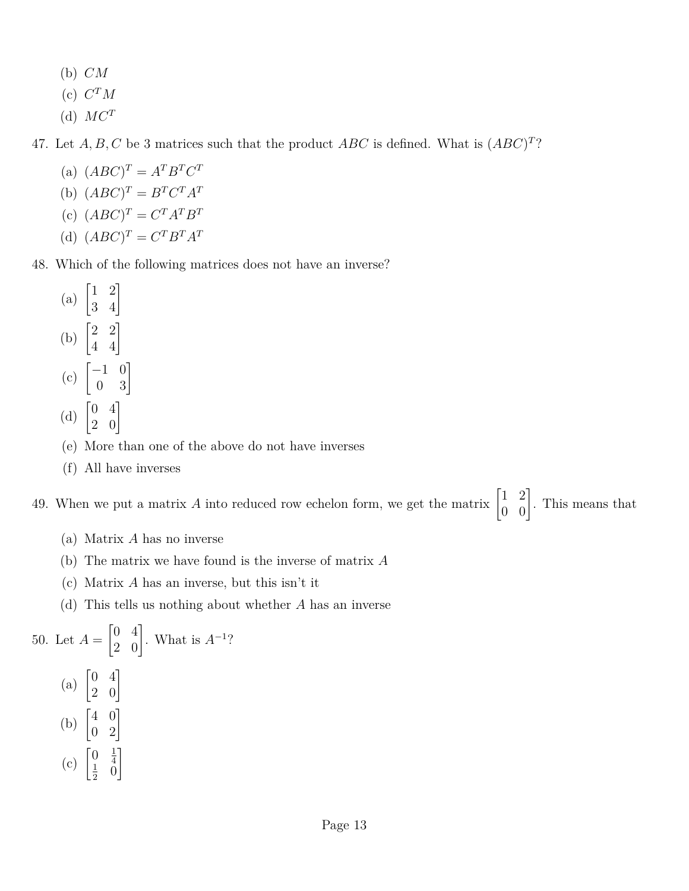(b) $CM$

(c) $C^TM$

(d) $MC^T$

47. Let $A, B, C$ be 3 matrices such that the product $ABC$ is defined. What is $(ABC)^T$?

   (a) $(ABC)^T = A^TB^TC^T$

   (b) $(ABC)^T = B^TC^TA^T$

   (c) $(ABC)^T = C^TA^TB^T$

   (d) $(ABC)^T = C^TB^TA^T$

48. Which of the following matrices does not have an inverse?

   (a) $\begin{bmatrix} 1 & 2 \\ 3 & 4 \end{bmatrix}$

   (b) $\begin{bmatrix} 2 & 2 \\ 4 & 4 \end{bmatrix}$

   (c) $\begin{bmatrix} -1 & 0 \\ 0 & 3 \end{bmatrix}$

   (d) $\begin{bmatrix} 0 & 4 \\ 2 & 0 \end{bmatrix}$

   (e) More than one of the above do not have inverses

   (f) All have inverses

49. When we put a matrix $A$ into reduced row echelon form, we get the matrix $\begin{bmatrix} 1 & 2 \\ 0 & 0 \end{bmatrix}$. This means that

   (a) Matrix $A$ has no inverse

   (b) The matrix we have found is the inverse of matrix $A$

   (c) Matrix $A$ has an inverse, but this isn't it

   (d) This tells us nothing about whether $A$ has an inverse

50. Let $A = \begin{bmatrix} 0 & 4 \\ 2 & 0 \end{bmatrix}$. What is $A^{-1}$?

   (a) $\begin{bmatrix} 0 & 4 \\ 2 & 0 \end{bmatrix}$

   (b) $\begin{bmatrix} 4 & 0 \\ 0 & 2 \end{bmatrix}$

   (c) $\begin{bmatrix} 0 & \frac{1}{4} \\ \frac{1}{2} & 0 \end{bmatrix}$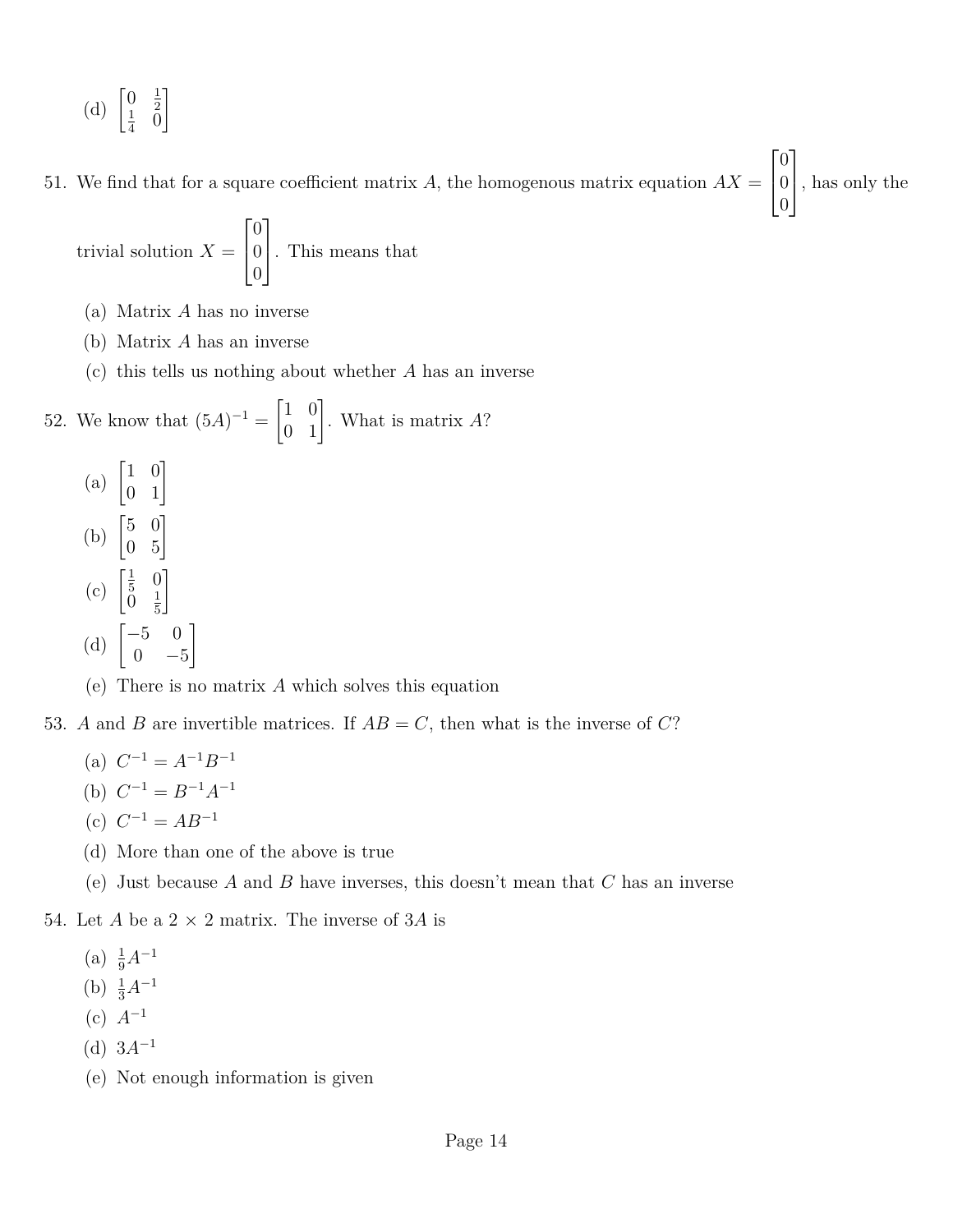(d) $\begin{bmatrix} 0 & \frac{1}{2} \\ \frac{1}{4} & 0 \end{bmatrix}$

51. We find that for a square coefficient matrix $A$, the homogenous matrix equation $AX = \begin{bmatrix} 0 \\ 0 \\ 0 \end{bmatrix}$, has only the trivial solution $X = \begin{bmatrix} 0 \\ 0 \\ 0 \end{bmatrix}$. This means that

    (a) Matrix $A$ has no inverse
    (b) Matrix $A$ has an inverse
    (c) this tells us nothing about whether $A$ has an inverse

52. We know that $(5A)^{-1} = \begin{bmatrix} 1 & 0 \\ 0 & 1 \end{bmatrix}$. What is matrix $A$?

    (a) $\begin{bmatrix} 1 & 0 \\ 0 & 1 \end{bmatrix}$
    (b) $\begin{bmatrix} 5 & 0 \\ 0 & 5 \end{bmatrix}$
    (c) $\begin{bmatrix} \frac{1}{5} & 0 \\ 0 & \frac{1}{5} \end{bmatrix}$
    (d) $\begin{bmatrix} -5 & 0 \\ 0 & -5 \end{bmatrix}$
    (e) There is no matrix $A$ which solves this equation

53. $A$ and $B$ are invertible matrices. If $AB = C$, then what is the inverse of $C$?

    (a) $C^{-1} = A^{-1}B^{-1}$
    (b) $C^{-1} = B^{-1}A^{-1}$
    (c) $C^{-1} = AB^{-1}$
    (d) More than one of the above is true
    (e) Just because $A$ and $B$ have inverses, this doesn't mean that $C$ has an inverse

54. Let $A$ be a $2 \times 2$ matrix. The inverse of $3A$ is

    (a) $\frac{1}{9}A^{-1}$
    (b) $\frac{1}{3}A^{-1}$
    (c) $A^{-1}$
    (d) $3A^{-1}$
    (e) Not enough information is given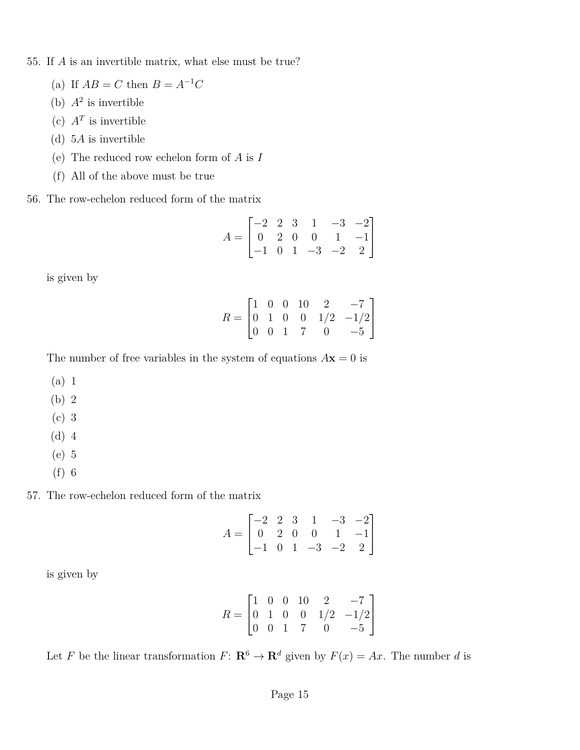55. If $A$ is an invertible matrix, what else must be true?

    (a) If $AB = C$ then $B = A^{-1}C$
    (b) $A^2$ is invertible
    (c) $A^T$ is invertible
    (d) $5A$ is invertible
    (e) The reduced row echelon form of $A$ is $I$
    (f) All of the above must be true

56. The row-echelon reduced form of the matrix

$$A = \begin{bmatrix} -2 & 2 & 3 & 1 & -3 & -2 \\ 0 & 2 & 0 & 0 & 1 & -1 \\ -1 & 0 & 1 & -3 & -2 & 2 \end{bmatrix}$$

is given by

$$R = \begin{bmatrix} 1 & 0 & 0 & 10 & 2 & -7 \\ 0 & 1 & 0 & 0 & 1/2 & -1/2 \\ 0 & 0 & 1 & 7 & 0 & -5 \end{bmatrix}$$

The number of free variables in the system of equations $A\mathbf{x} = 0$ is

    (a) 1
    (b) 2
    (c) 3
    (d) 4
    (e) 5
    (f) 6

57. The row-echelon reduced form of the matrix

$$A = \begin{bmatrix} -2 & 2 & 3 & 1 & -3 & -2 \\ 0 & 2 & 0 & 0 & 1 & -1 \\ -1 & 0 & 1 & -3 & -2 & 2 \end{bmatrix}$$

is given by

$$R = \begin{bmatrix} 1 & 0 & 0 & 10 & 2 & -7 \\ 0 & 1 & 0 & 0 & 1/2 & -1/2 \\ 0 & 0 & 1 & 7 & 0 & -5 \end{bmatrix}$$

Let $F$ be the linear transformation $F\colon \mathbf{R}^6 \to \mathbf{R}^d$ given by $F(x) = Ax$. The number $d$ is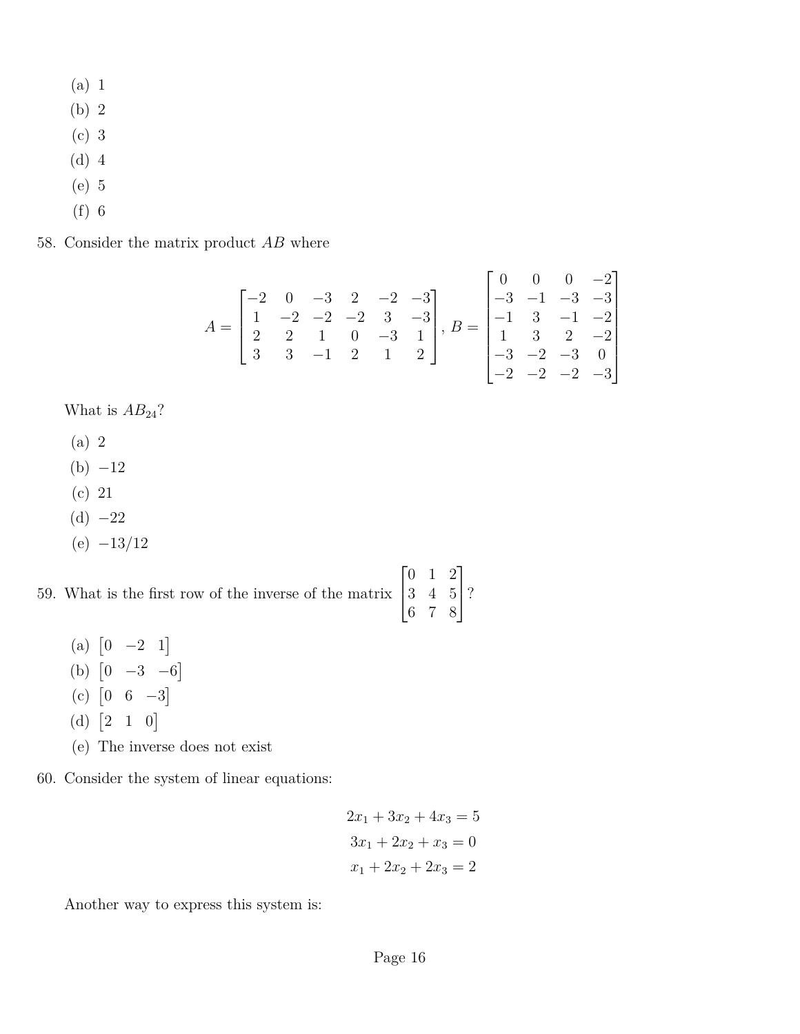(a) 1
(b) 2
(c) 3
(d) 4
(e) 5
(f) 6

58. Consider the matrix product $AB$ where

$$A = \begin{bmatrix} -2 & 0 & -3 & 2 & -2 & -3 \\ 1 & -2 & -2 & -2 & 3 & -3 \\ 2 & 2 & 1 & 0 & -3 & 1 \\ 3 & 3 & -1 & 2 & 1 & 2 \end{bmatrix}, B = \begin{bmatrix} 0 & 0 & 0 & -2 \\ -3 & -1 & -3 & -3 \\ -1 & 3 & -1 & -2 \\ 1 & 3 & 2 & -2 \\ -3 & -2 & -3 & 0 \\ -2 & -2 & -2 & -3 \end{bmatrix}$$

What is $AB_{24}$?

(a) 2
(b) $-12$
(c) 21
(d) $-22$
(e) $-13/12$

59. What is the first row of the inverse of the matrix $\begin{bmatrix} 0 & 1 & 2 \\ 3 & 4 & 5 \\ 6 & 7 & 8 \end{bmatrix}$?

(a) $\begin{bmatrix} 0 & -2 & 1 \end{bmatrix}$
(b) $\begin{bmatrix} 0 & -3 & -6 \end{bmatrix}$
(c) $\begin{bmatrix} 0 & 6 & -3 \end{bmatrix}$
(d) $\begin{bmatrix} 2 & 1 & 0 \end{bmatrix}$
(e) The inverse does not exist

60. Consider the system of linear equations:

$$2x_1 + 3x_2 + 4x_3 = 5$$
$$3x_1 + 2x_2 + x_3 = 0$$
$$x_1 + 2x_2 + 2x_3 = 2$$

Another way to express this system is: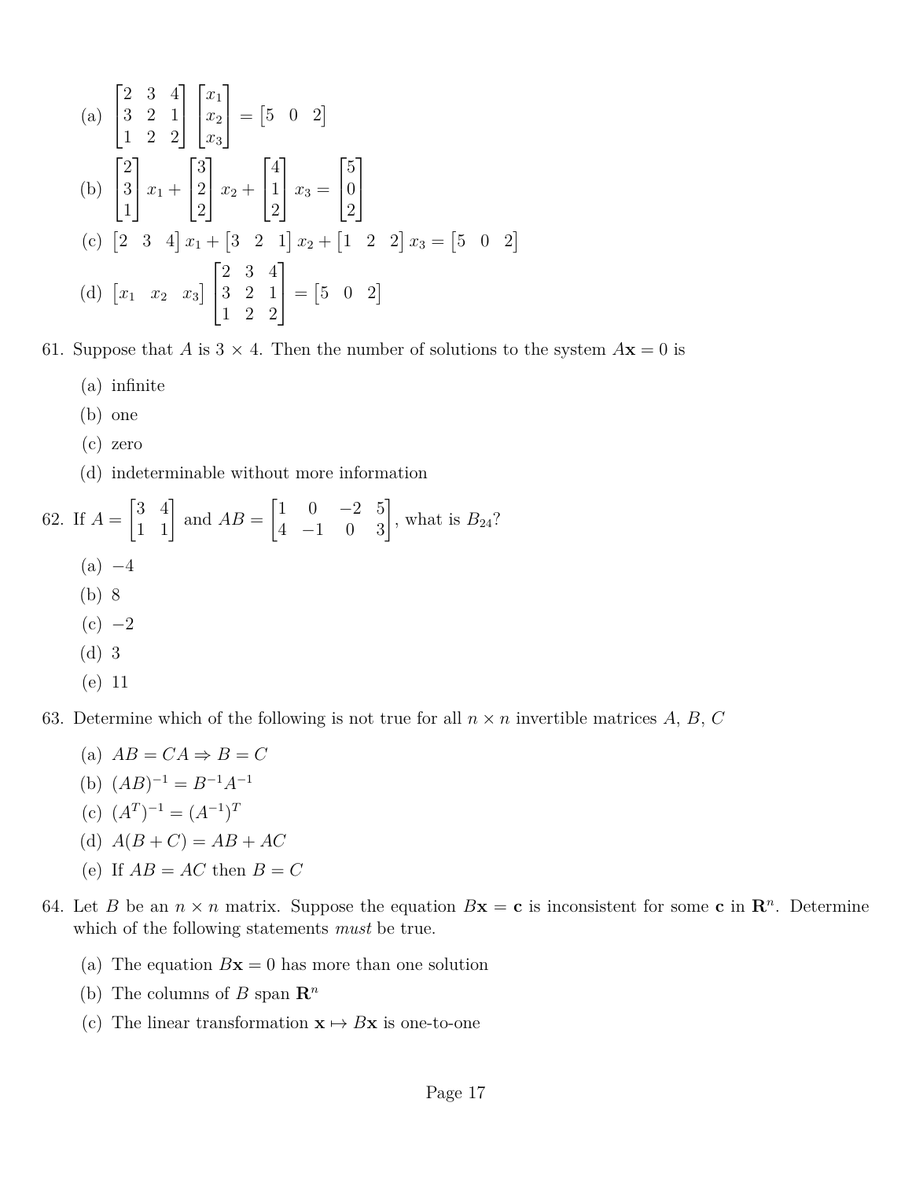(a) $\begin{bmatrix} 2 & 3 & 4 \\ 3 & 2 & 1 \\ 1 & 2 & 2 \end{bmatrix} \begin{bmatrix} x_1 \\ x_2 \\ x_3 \end{bmatrix} = \begin{bmatrix} 5 & 0 & 2 \end{bmatrix}$

(b) $\begin{bmatrix} 2 \\ 3 \\ 1 \end{bmatrix} x_1 + \begin{bmatrix} 3 \\ 2 \\ 2 \end{bmatrix} x_2 + \begin{bmatrix} 4 \\ 1 \\ 2 \end{bmatrix} x_3 = \begin{bmatrix} 5 \\ 0 \\ 2 \end{bmatrix}$

(c) $\begin{bmatrix} 2 & 3 & 4 \end{bmatrix} x_1 + \begin{bmatrix} 3 & 2 & 1 \end{bmatrix} x_2 + \begin{bmatrix} 1 & 2 & 2 \end{bmatrix} x_3 = \begin{bmatrix} 5 & 0 & 2 \end{bmatrix}$

(d) $\begin{bmatrix} x_1 & x_2 & x_3 \end{bmatrix} \begin{bmatrix} 2 & 3 & 4 \\ 3 & 2 & 1 \\ 1 & 2 & 2 \end{bmatrix} = \begin{bmatrix} 5 & 0 & 2 \end{bmatrix}$

61. Suppose that $A$ is $3 \times 4$. Then the number of solutions to the system $A\mathbf{x} = 0$ is

   (a) infinite
   (b) one
   (c) zero
   (d) indeterminable without more information

62. If $A = \begin{bmatrix} 3 & 4 \\ 1 & 1 \end{bmatrix}$ and $AB = \begin{bmatrix} 1 & 0 & -2 & 5 \\ 4 & -1 & 0 & 3 \end{bmatrix}$, what is $B_{24}$?

   (a) $-4$
   (b) 8
   (c) $-2$
   (d) 3
   (e) 11

63. Determine which of the following is not true for all $n \times n$ invertible matrices $A$, $B$, $C$

   (a) $AB = CA \Rightarrow B = C$
   (b) $(AB)^{-1} = B^{-1}A^{-1}$
   (c) $(A^T)^{-1} = (A^{-1})^T$
   (d) $A(B + C) = AB + AC$
   (e) If $AB = AC$ then $B = C$

64. Let $B$ be an $n \times n$ matrix. Suppose the equation $B\mathbf{x} = \mathbf{c}$ is inconsistent for some $\mathbf{c}$ in $\mathbf{R}^n$. Determine which of the following statements *must* be true.

   (a) The equation $B\mathbf{x} = 0$ has more than one solution
   (b) The columns of $B$ span $\mathbf{R}^n$
   (c) The linear transformation $\mathbf{x} \mapsto B\mathbf{x}$ is one-to-one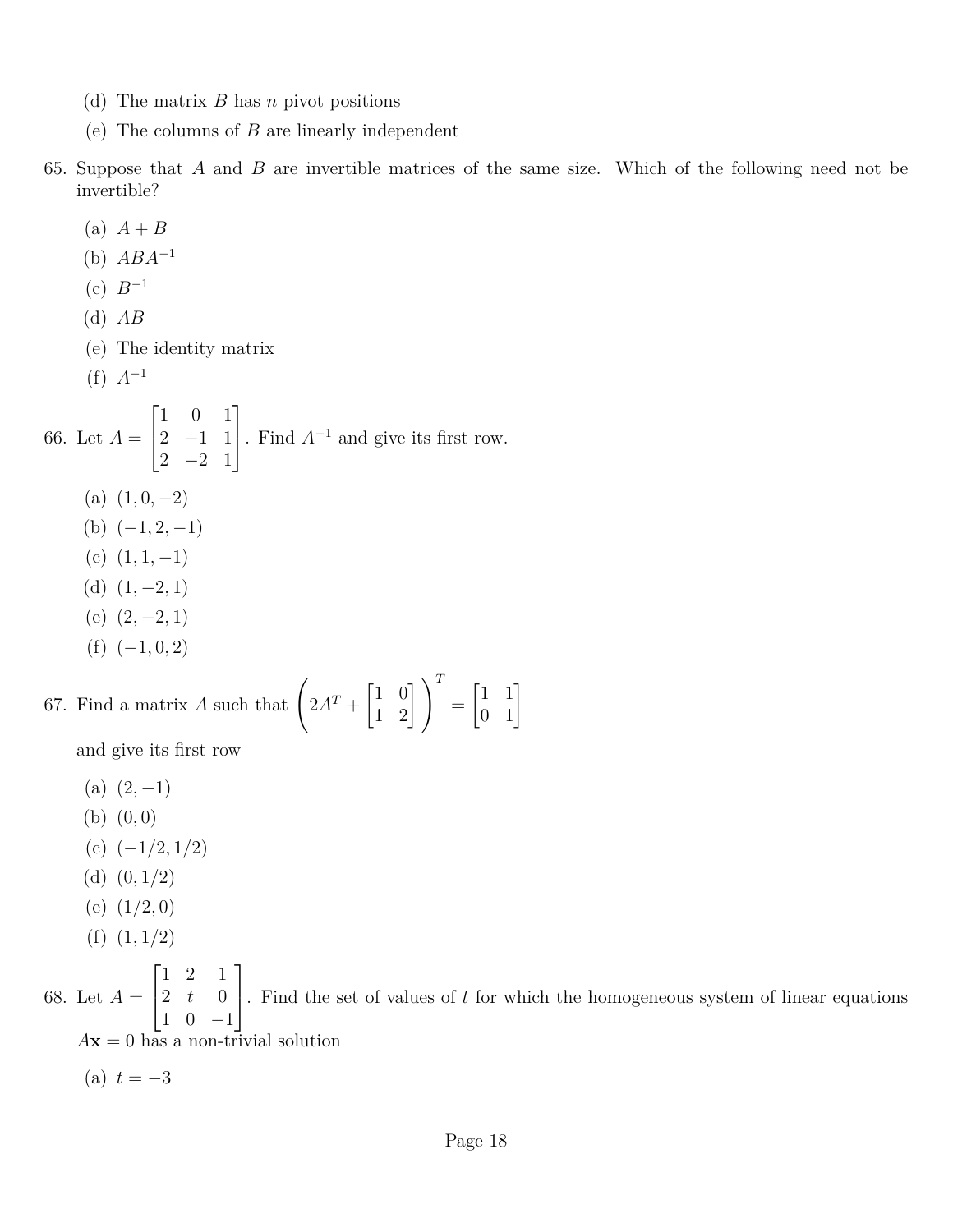(d) The matrix $B$ has $n$ pivot positions

(e) The columns of $B$ are linearly independent

65. Suppose that $A$ and $B$ are invertible matrices of the same size. Which of the following need not be invertible?

(a) $A + B$

(b) $ABA^{-1}$

(c) $B^{-1}$

(d) $AB$

(e) The identity matrix

(f) $A^{-1}$

66. Let $A = \begin{bmatrix} 1 & 0 & 1 \\ 2 & -1 & 1 \\ 2 & -2 & 1 \end{bmatrix}$. Find $A^{-1}$ and give its first row.

(a) $(1, 0, -2)$

(b) $(-1, 2, -1)$

(c) $(1, 1, -1)$

(d) $(1, -2, 1)$

(e) $(2, -2, 1)$

(f) $(-1, 0, 2)$

67. Find a matrix $A$ such that $\left(2A^T + \begin{bmatrix} 1 & 0 \\ 1 & 2 \end{bmatrix}\right)^T = \begin{bmatrix} 1 & 1 \\ 0 & 1 \end{bmatrix}$

and give its first row

(a) $(2, -1)$

(b) $(0, 0)$

(c) $(-1/2, 1/2)$

(d) $(0, 1/2)$

(e) $(1/2, 0)$

(f) $(1, 1/2)$

68. Let $A = \begin{bmatrix} 1 & 2 & 1 \\ 2 & t & 0 \\ 1 & 0 & -1 \end{bmatrix}$. Find the set of values of $t$ for which the homogeneous system of linear equations $A\mathbf{x} = 0$ has a non-trivial solution

(a) $t = -3$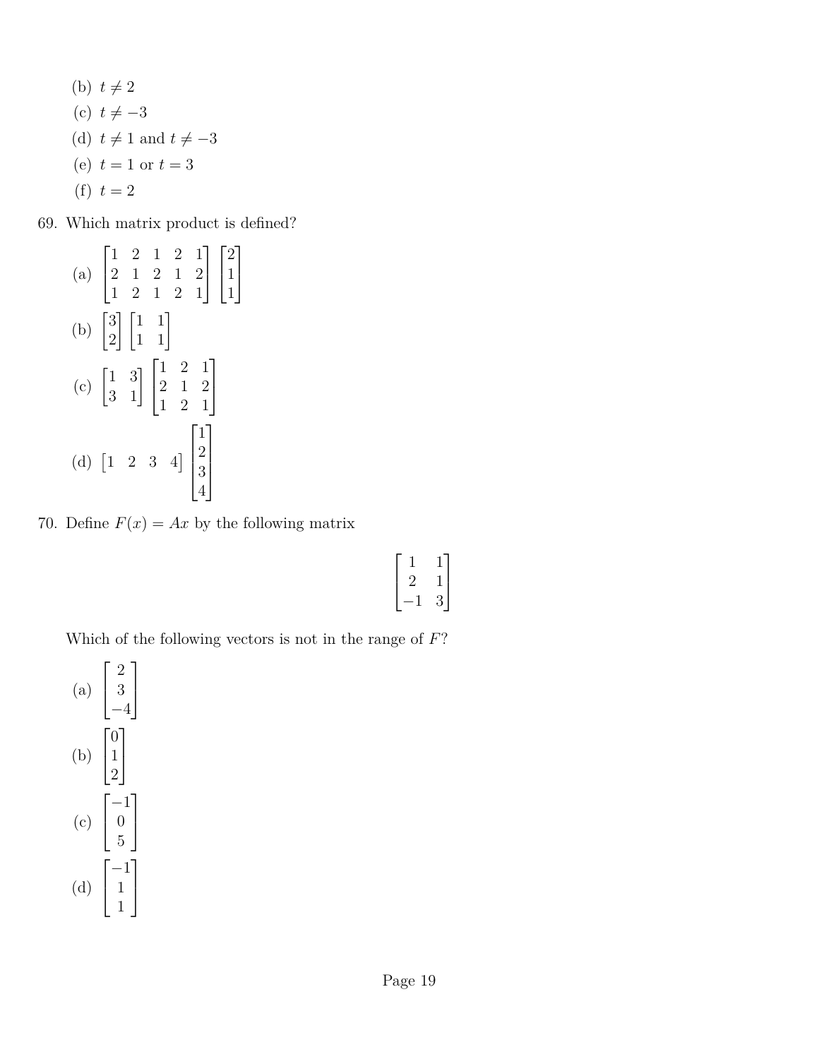(b) $t \neq 2$

(c) $t \neq -3$

(d) $t \neq 1$ and $t \neq -3$

(e) $t = 1$ or $t = 3$

(f) $t = 2$

69. Which matrix product is defined?

(a) $\begin{bmatrix} 1 & 2 & 1 & 2 & 1 \\ 2 & 1 & 2 & 1 & 2 \\ 1 & 2 & 1 & 2 & 1 \end{bmatrix} \begin{bmatrix} 2 \\ 1 \\ 1 \end{bmatrix}$

(b) $\begin{bmatrix} 3 \\ 2 \end{bmatrix} \begin{bmatrix} 1 & 1 \\ 1 & 1 \end{bmatrix}$

(c) $\begin{bmatrix} 1 & 3 \\ 3 & 1 \end{bmatrix} \begin{bmatrix} 1 & 2 & 1 \\ 2 & 1 & 2 \\ 1 & 2 & 1 \end{bmatrix}$

(d) $\begin{bmatrix} 1 & 2 & 3 & 4 \end{bmatrix} \begin{bmatrix} 1 \\ 2 \\ 3 \\ 4 \end{bmatrix}$

70. Define $F(x) = Ax$ by the following matrix

$$\begin{bmatrix} 1 & 1 \\ 2 & 1 \\ -1 & 3 \end{bmatrix}$$

Which of the following vectors is not in the range of $F$?

(a) $\begin{bmatrix} 2 \\ 3 \\ -4 \end{bmatrix}$

(b) $\begin{bmatrix} 0 \\ 1 \\ 2 \end{bmatrix}$

(c) $\begin{bmatrix} -1 \\ 0 \\ 5 \end{bmatrix}$

(d) $\begin{bmatrix} -1 \\ 1 \\ 1 \end{bmatrix}$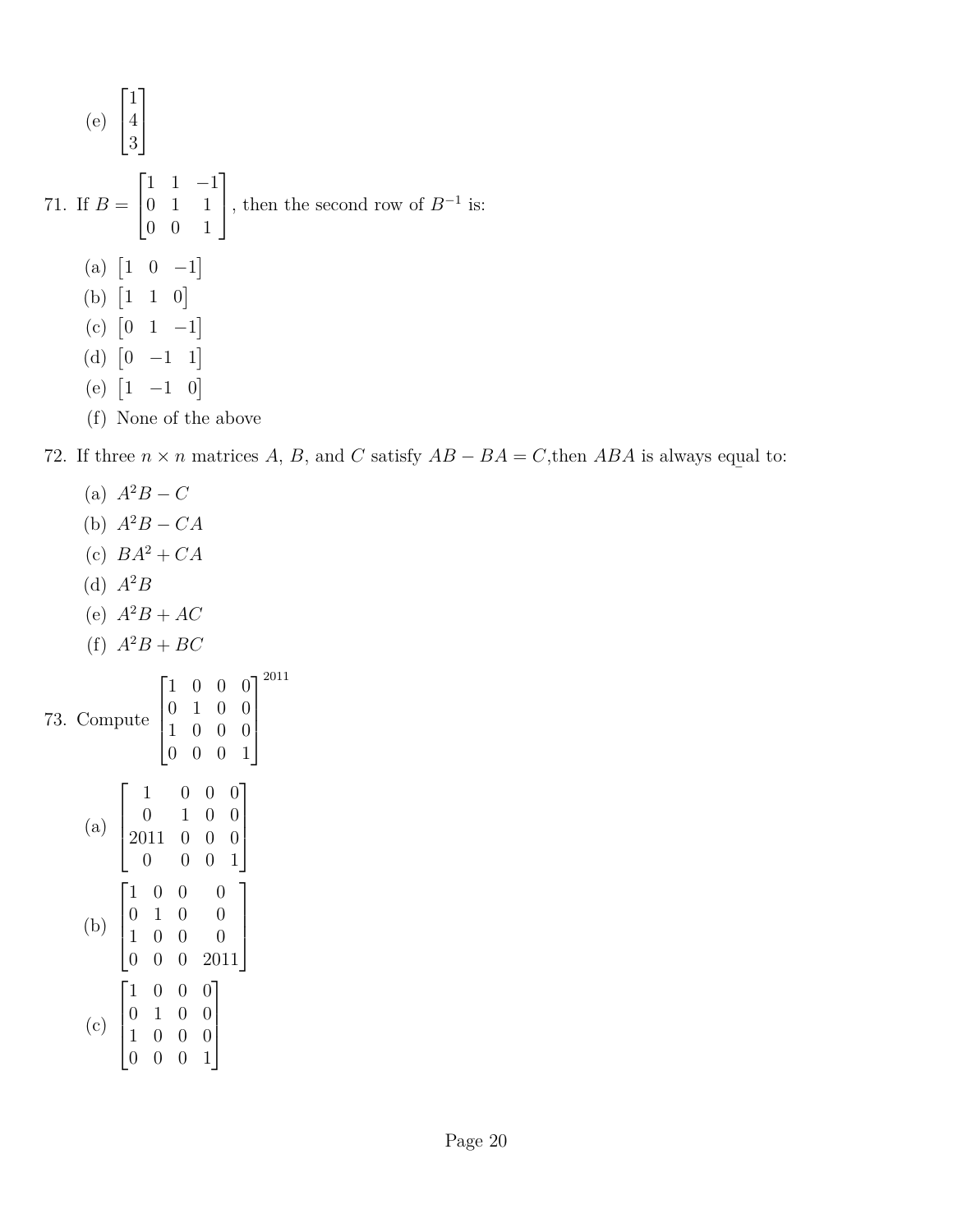(e) $\begin{bmatrix} 1 \\ 4 \\ 3 \end{bmatrix}$

71. If $B = \begin{bmatrix} 1 & 1 & -1 \\ 0 & 1 & 1 \\ 0 & 0 & 1 \end{bmatrix}$, then the second row of $B^{-1}$ is:

   (a) $\begin{bmatrix} 1 & 0 & -1 \end{bmatrix}$
   
   (b) $\begin{bmatrix} 1 & 1 & 0 \end{bmatrix}$
   
   (c) $\begin{bmatrix} 0 & 1 & -1 \end{bmatrix}$
   
   (d) $\begin{bmatrix} 0 & -1 & 1 \end{bmatrix}$
   
   (e) $\begin{bmatrix} 1 & -1 & 0 \end{bmatrix}$
   
   (f) None of the above

72. If three $n \times n$ matrices $A$, $B$, and $C$ satisfy $AB - BA = C$,then $ABA$ is always equal to:

   (a) $A^2B - C$
   
   (b) $A^2B - CA$
   
   (c) $BA^2 + CA$
   
   (d) $A^2B$
   
   (e) $A^2B + AC$
   
   (f) $A^2B + BC$

73. Compute $\begin{bmatrix} 1 & 0 & 0 & 0 \\ 0 & 1 & 0 & 0 \\ 1 & 0 & 0 & 0 \\ 0 & 0 & 0 & 1 \end{bmatrix}^{2011}$

   (a) $\begin{bmatrix} 1 & 0 & 0 & 0 \\ 0 & 1 & 0 & 0 \\ 2011 & 0 & 0 & 0 \\ 0 & 0 & 0 & 1 \end{bmatrix}$
   
   (b) $\begin{bmatrix} 1 & 0 & 0 & 0 \\ 0 & 1 & 0 & 0 \\ 1 & 0 & 0 & 0 \\ 0 & 0 & 0 & 2011 \end{bmatrix}$
   
   (c) $\begin{bmatrix} 1 & 0 & 0 & 0 \\ 0 & 1 & 0 & 0 \\ 1 & 0 & 0 & 0 \\ 0 & 0 & 0 & 1 \end{bmatrix}$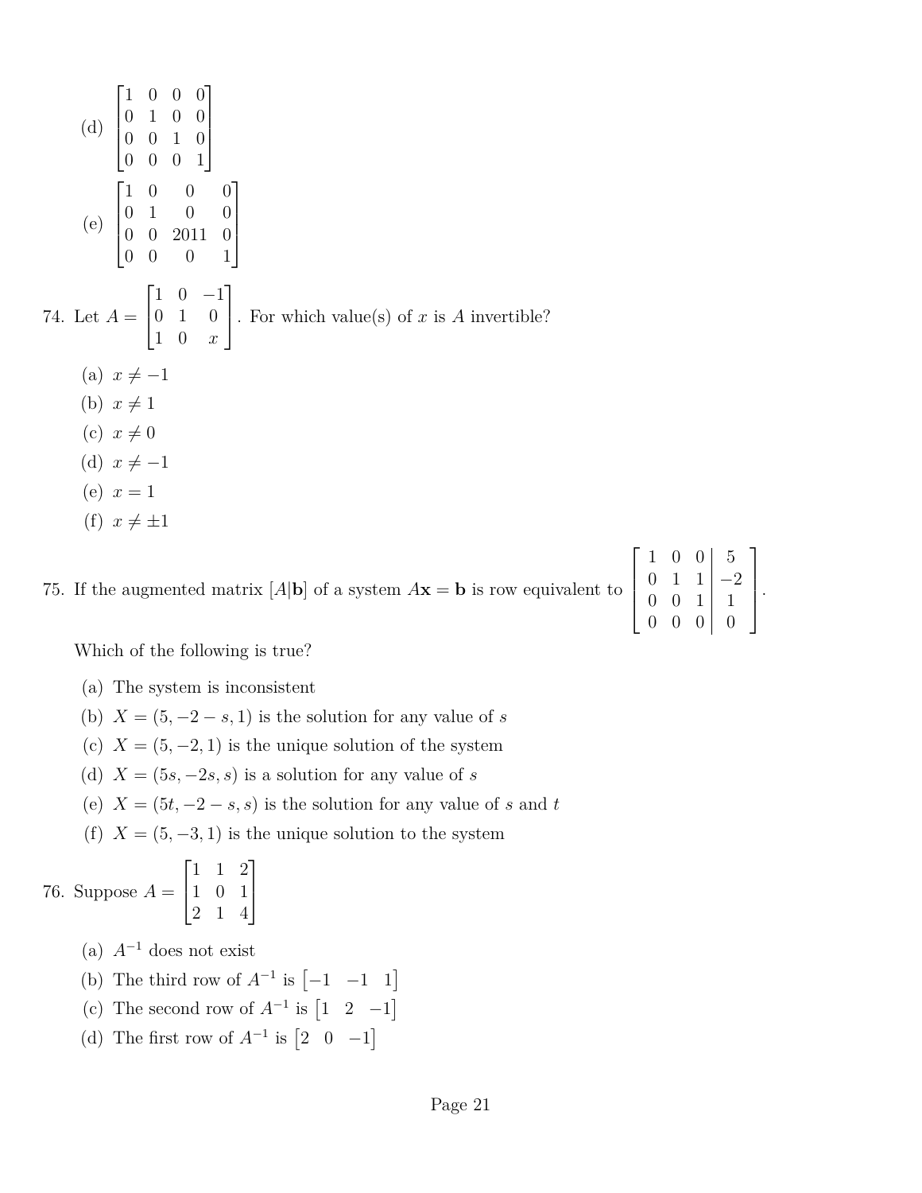(d) $\begin{bmatrix} 1 & 0 & 0 & 0 \\ 0 & 1 & 0 & 0 \\ 0 & 0 & 1 & 0 \\ 0 & 0 & 0 & 1 \end{bmatrix}$

(e) $\begin{bmatrix} 1 & 0 & 0 & 0 \\ 0 & 1 & 0 & 0 \\ 0 & 0 & 2011 & 0 \\ 0 & 0 & 0 & 1 \end{bmatrix}$

74. Let $A = \begin{bmatrix} 1 & 0 & -1 \\ 0 & 1 & 0 \\ 1 & 0 & x \end{bmatrix}$. For which value(s) of $x$ is $A$ invertible?

   (a) $x \neq -1$
   (b) $x \neq 1$
   (c) $x \neq 0$
   (d) $x \neq -1$
   (e) $x = 1$
   (f) $x \neq \pm 1$

75. If the augmented matrix $[A|\mathbf{b}]$ of a system $A\mathbf{x} = \mathbf{b}$ is row equivalent to $\left[\begin{array}{ccc|c} 1 & 0 & 0 & 5 \\ 0 & 1 & 1 & -2 \\ 0 & 0 & 1 & 1 \\ 0 & 0 & 0 & 0 \end{array}\right]$.

   Which of the following is true?

   (a) The system is inconsistent
   (b) $X = (5, -2 - s, 1)$ is the solution for any value of $s$
   (c) $X = (5, -2, 1)$ is the unique solution of the system
   (d) $X = (5s, -2s, s)$ is a solution for any value of $s$
   (e) $X = (5t, -2 - s, s)$ is the solution for any value of $s$ and $t$
   (f) $X = (5, -3, 1)$ is the unique solution to the system

76. Suppose $A = \begin{bmatrix} 1 & 1 & 2 \\ 1 & 0 & 1 \\ 2 & 1 & 4 \end{bmatrix}$

   (a) $A^{-1}$ does not exist
   (b) The third row of $A^{-1}$ is $\begin{bmatrix} -1 & -1 & 1 \end{bmatrix}$
   (c) The second row of $A^{-1}$ is $\begin{bmatrix} 1 & 2 & -1 \end{bmatrix}$
   (d) The first row of $A^{-1}$ is $\begin{bmatrix} 2 & 0 & -1 \end{bmatrix}$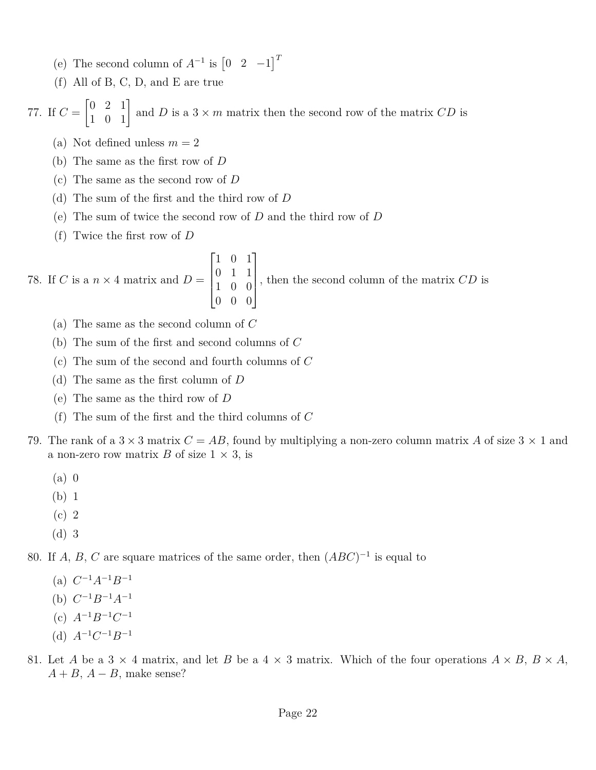(e) The second column of $A^{-1}$ is $\begin{bmatrix} 0 & 2 & -1 \end{bmatrix}^T$

(f) All of B, C, D, and E are true

77. If $C = \begin{bmatrix} 0 & 2 & 1 \\ 1 & 0 & 1 \end{bmatrix}$ and $D$ is a $3 \times m$ matrix then the second row of the matrix $CD$ is

(a) Not defined unless $m = 2$

(b) The same as the first row of $D$

(c) The same as the second row of $D$

(d) The sum of the first and the third row of $D$

(e) The sum of twice the second row of $D$ and the third row of $D$

(f) Twice the first row of $D$

78. If $C$ is a $n \times 4$ matrix and $D = \begin{bmatrix} 1 & 0 & 1 \\ 0 & 1 & 1 \\ 1 & 0 & 0 \\ 0 & 0 & 0 \end{bmatrix}$, then the second column of the matrix $CD$ is

(a) The same as the second column of $C$

(b) The sum of the first and second columns of $C$

(c) The sum of the second and fourth columns of $C$

(d) The same as the first column of $D$

(e) The same as the third row of $D$

(f) The sum of the first and the third columns of $C$

79. The rank of a $3 \times 3$ matrix $C = AB$, found by multiplying a non-zero column matrix $A$ of size $3 \times 1$ and a non-zero row matrix $B$ of size $1 \times 3$, is

(a) 0

(b) 1

(c) 2

(d) 3

80. If $A$, $B$, $C$ are square matrices of the same order, then $(ABC)^{-1}$ is equal to

(a) $C^{-1}A^{-1}B^{-1}$

(b) $C^{-1}B^{-1}A^{-1}$

(c) $A^{-1}B^{-1}C^{-1}$

(d) $A^{-1}C^{-1}B^{-1}$

81. Let $A$ be a $3 \times 4$ matrix, and let $B$ be a $4 \times 3$ matrix. Which of the four operations $A \times B$, $B \times A$, $A + B$, $A - B$, make sense?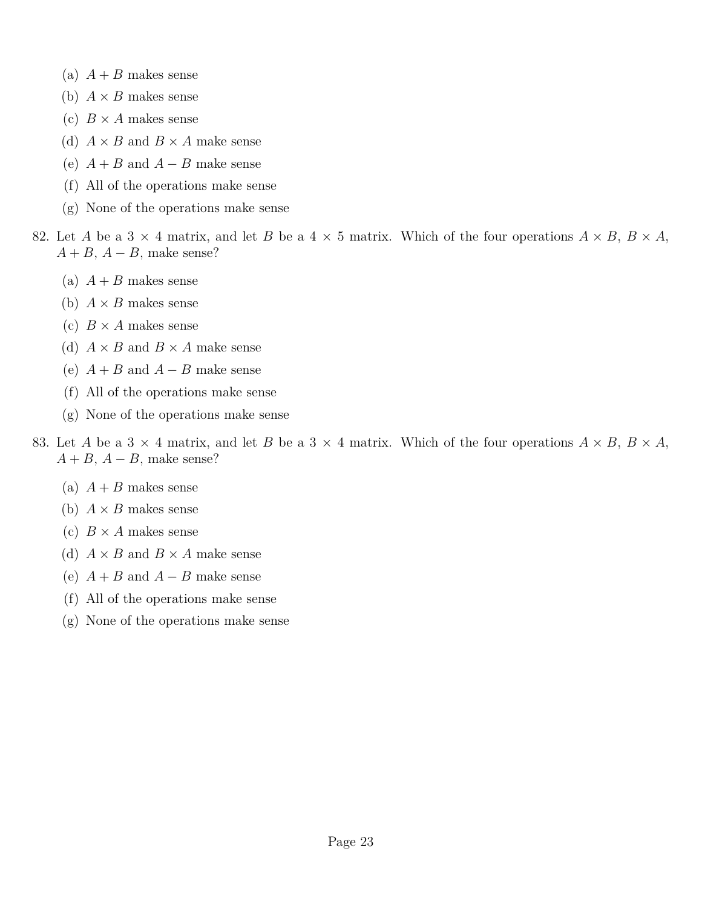(a) $A + B$ makes sense
(b) $A \times B$ makes sense
(c) $B \times A$ makes sense
(d) $A \times B$ and $B \times A$ make sense
(e) $A + B$ and $A - B$ make sense
(f) All of the operations make sense
(g) None of the operations make sense

82. Let $A$ be a $3 \times 4$ matrix, and let $B$ be a $4 \times 5$ matrix. Which of the four operations $A \times B$, $B \times A$, $A + B$, $A - B$, make sense?

(a) $A + B$ makes sense
(b) $A \times B$ makes sense
(c) $B \times A$ makes sense
(d) $A \times B$ and $B \times A$ make sense
(e) $A + B$ and $A - B$ make sense
(f) All of the operations make sense
(g) None of the operations make sense

83. Let $A$ be a $3 \times 4$ matrix, and let $B$ be a $3 \times 4$ matrix. Which of the four operations $A \times B$, $B \times A$, $A + B$, $A - B$, make sense?

(a) $A + B$ makes sense
(b) $A \times B$ makes sense
(c) $B \times A$ makes sense
(d) $A \times B$ and $B \times A$ make sense
(e) $A + B$ and $A - B$ make sense
(f) All of the operations make sense
(g) None of the operations make sense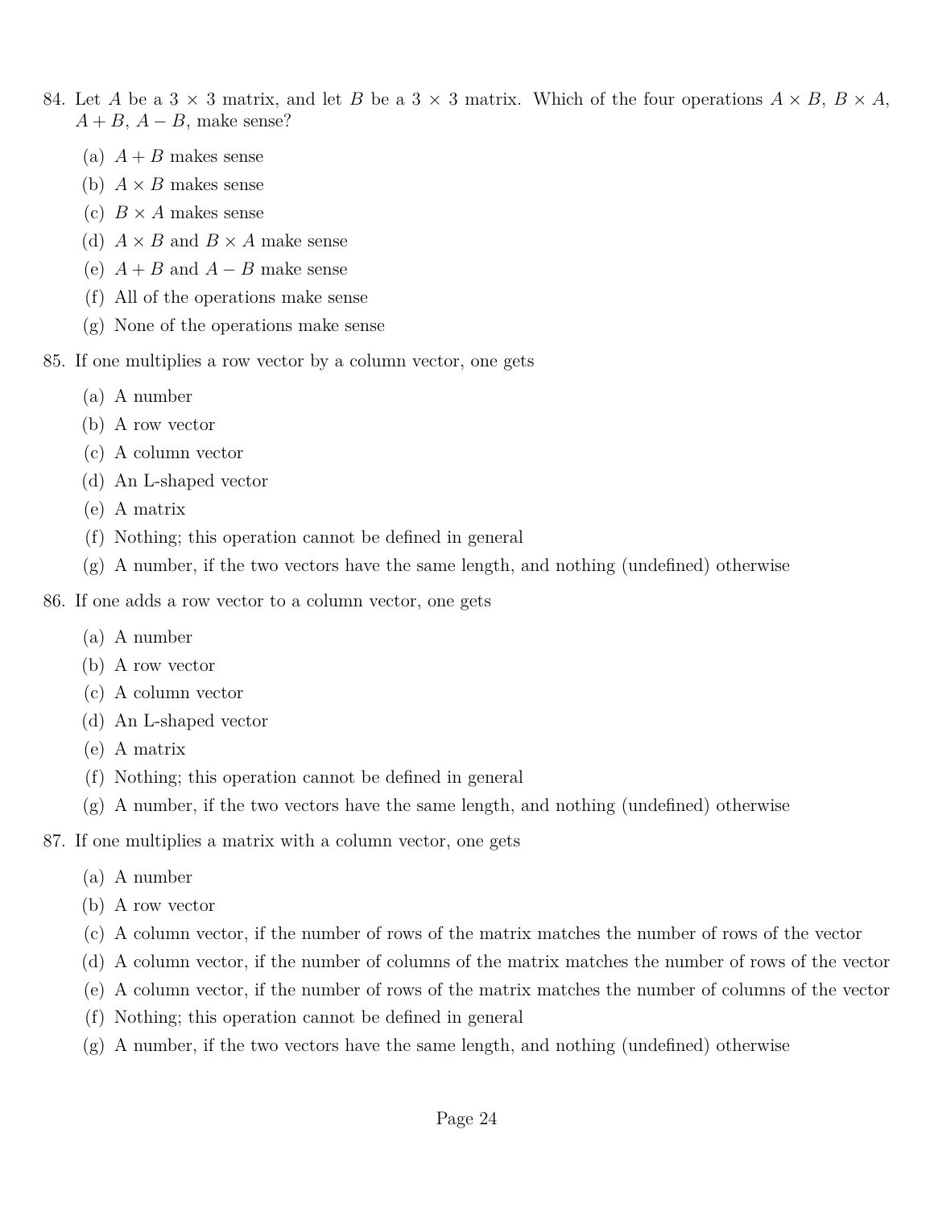84. Let $A$ be a $3 \times 3$ matrix, and let $B$ be a $3 \times 3$ matrix. Which of the four operations $A \times B$, $B \times A$, $A + B$, $A - B$, make sense?

    (a) $A + B$ makes sense
    (b) $A \times B$ makes sense
    (c) $B \times A$ makes sense
    (d) $A \times B$ and $B \times A$ make sense
    (e) $A + B$ and $A - B$ make sense
    (f) All of the operations make sense
    (g) None of the operations make sense

85. If one multiplies a row vector by a column vector, one gets

    (a) A number
    (b) A row vector
    (c) A column vector
    (d) An L-shaped vector
    (e) A matrix
    (f) Nothing; this operation cannot be defined in general
    (g) A number, if the two vectors have the same length, and nothing (undefined) otherwise

86. If one adds a row vector to a column vector, one gets

    (a) A number
    (b) A row vector
    (c) A column vector
    (d) An L-shaped vector
    (e) A matrix
    (f) Nothing; this operation cannot be defined in general
    (g) A number, if the two vectors have the same length, and nothing (undefined) otherwise

87. If one multiplies a matrix with a column vector, one gets

    (a) A number
    (b) A row vector
    (c) A column vector, if the number of rows of the matrix matches the number of rows of the vector
    (d) A column vector, if the number of columns of the matrix matches the number of rows of the vector
    (e) A column vector, if the number of rows of the matrix matches the number of columns of the vector
    (f) Nothing; this operation cannot be defined in general
    (g) A number, if the two vectors have the same length, and nothing (undefined) otherwise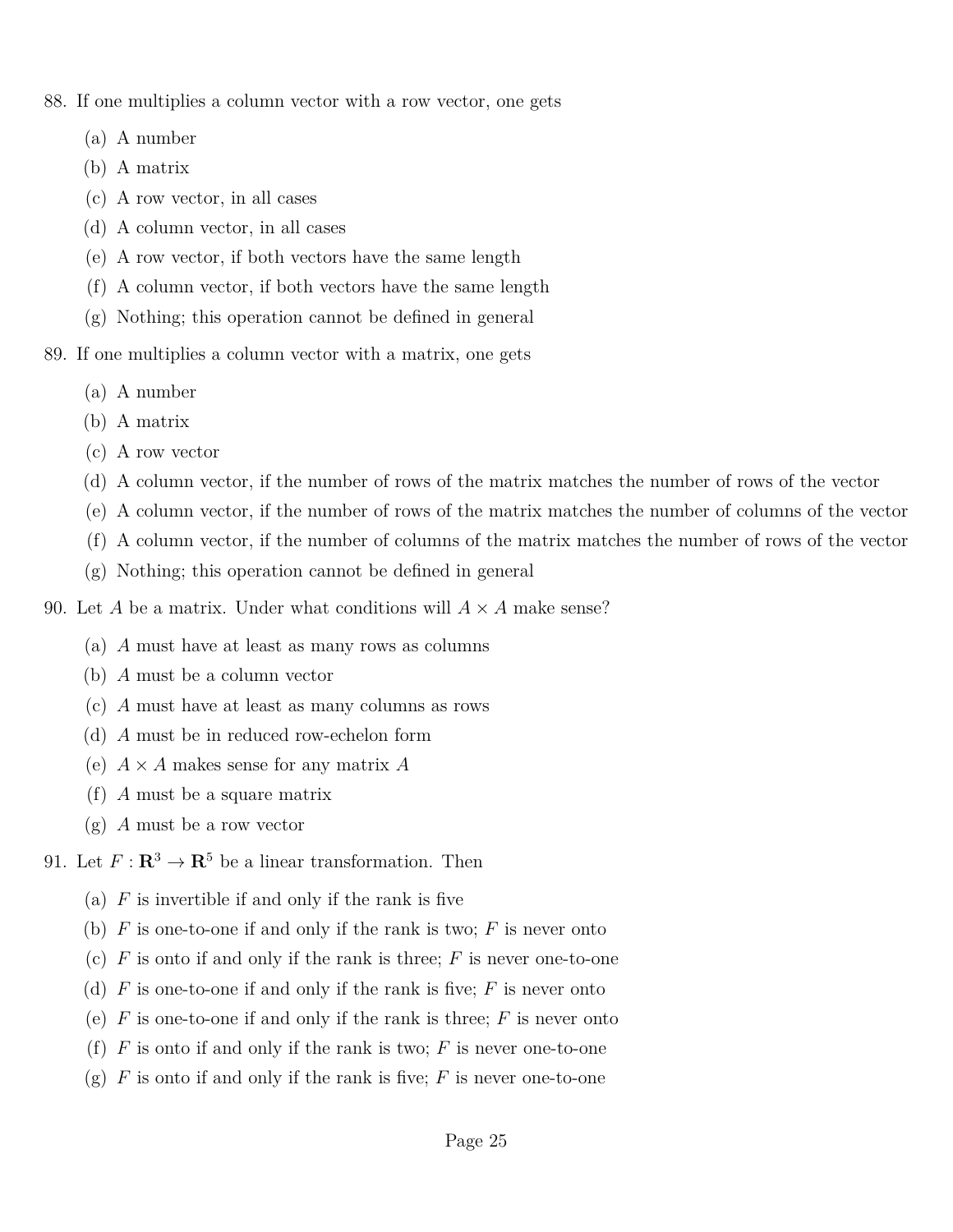88. If one multiplies a column vector with a row vector, one gets

    (a) A number
    (b) A matrix
    (c) A row vector, in all cases
    (d) A column vector, in all cases
    (e) A row vector, if both vectors have the same length
    (f) A column vector, if both vectors have the same length
    (g) Nothing; this operation cannot be defined in general

89. If one multiplies a column vector with a matrix, one gets

    (a) A number
    (b) A matrix
    (c) A row vector
    (d) A column vector, if the number of rows of the matrix matches the number of rows of the vector
    (e) A column vector, if the number of rows of the matrix matches the number of columns of the vector
    (f) A column vector, if the number of columns of the matrix matches the number of rows of the vector
    (g) Nothing; this operation cannot be defined in general

90. Let $A$ be a matrix. Under what conditions will $A \times A$ make sense?

    (a) $A$ must have at least as many rows as columns
    (b) $A$ must be a column vector
    (c) $A$ must have at least as many columns as rows
    (d) $A$ must be in reduced row-echelon form
    (e) $A \times A$ makes sense for any matrix $A$
    (f) $A$ must be a square matrix
    (g) $A$ must be a row vector

91. Let $F : \mathbf{R}^3 \to \mathbf{R}^5$ be a linear transformation. Then

    (a) $F$ is invertible if and only if the rank is five
    (b) $F$ is one-to-one if and only if the rank is two; $F$ is never onto
    (c) $F$ is onto if and only if the rank is three; $F$ is never one-to-one
    (d) $F$ is one-to-one if and only if the rank is five; $F$ is never onto
    (e) $F$ is one-to-one if and only if the rank is three; $F$ is never onto
    (f) $F$ is onto if and only if the rank is two; $F$ is never one-to-one
    (g) $F$ is onto if and only if the rank is five; $F$ is never one-to-one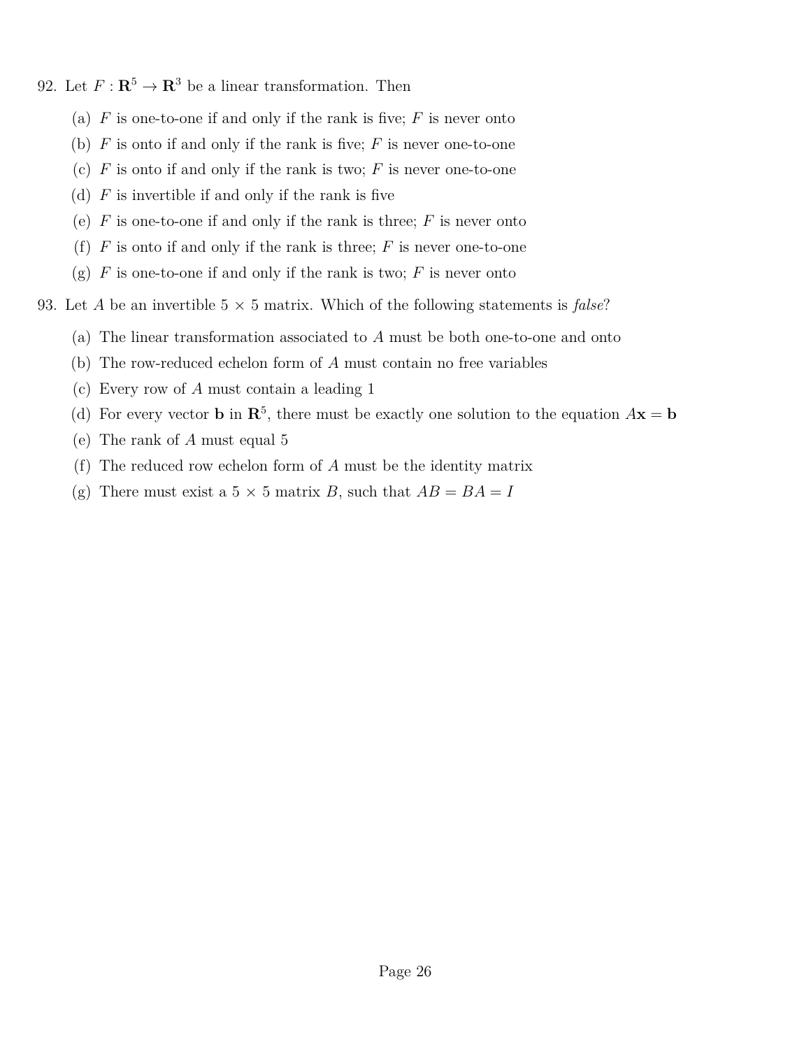92. Let $F : \mathbf{R}^5 \to \mathbf{R}^3$ be a linear transformation. Then

   (a) $F$ is one-to-one if and only if the rank is five; $F$ is never onto

   (b) $F$ is onto if and only if the rank is five; $F$ is never one-to-one

   (c) $F$ is onto if and only if the rank is two; $F$ is never one-to-one

   (d) $F$ is invertible if and only if the rank is five

   (e) $F$ is one-to-one if and only if the rank is three; $F$ is never onto

   (f) $F$ is onto if and only if the rank is three; $F$ is never one-to-one

   (g) $F$ is one-to-one if and only if the rank is two; $F$ is never onto

93. Let $A$ be an invertible $5 \times 5$ matrix. Which of the following statements is *false*?

   (a) The linear transformation associated to $A$ must be both one-to-one and onto

   (b) The row-reduced echelon form of $A$ must contain no free variables

   (c) Every row of $A$ must contain a leading 1

   (d) For every vector $\mathbf{b}$ in $\mathbf{R}^5$, there must be exactly one solution to the equation $A\mathbf{x} = \mathbf{b}$

   (e) The rank of $A$ must equal 5

   (f) The reduced row echelon form of $A$ must be the identity matrix

   (g) There must exist a $5 \times 5$ matrix $B$, such that $AB = BA = I$